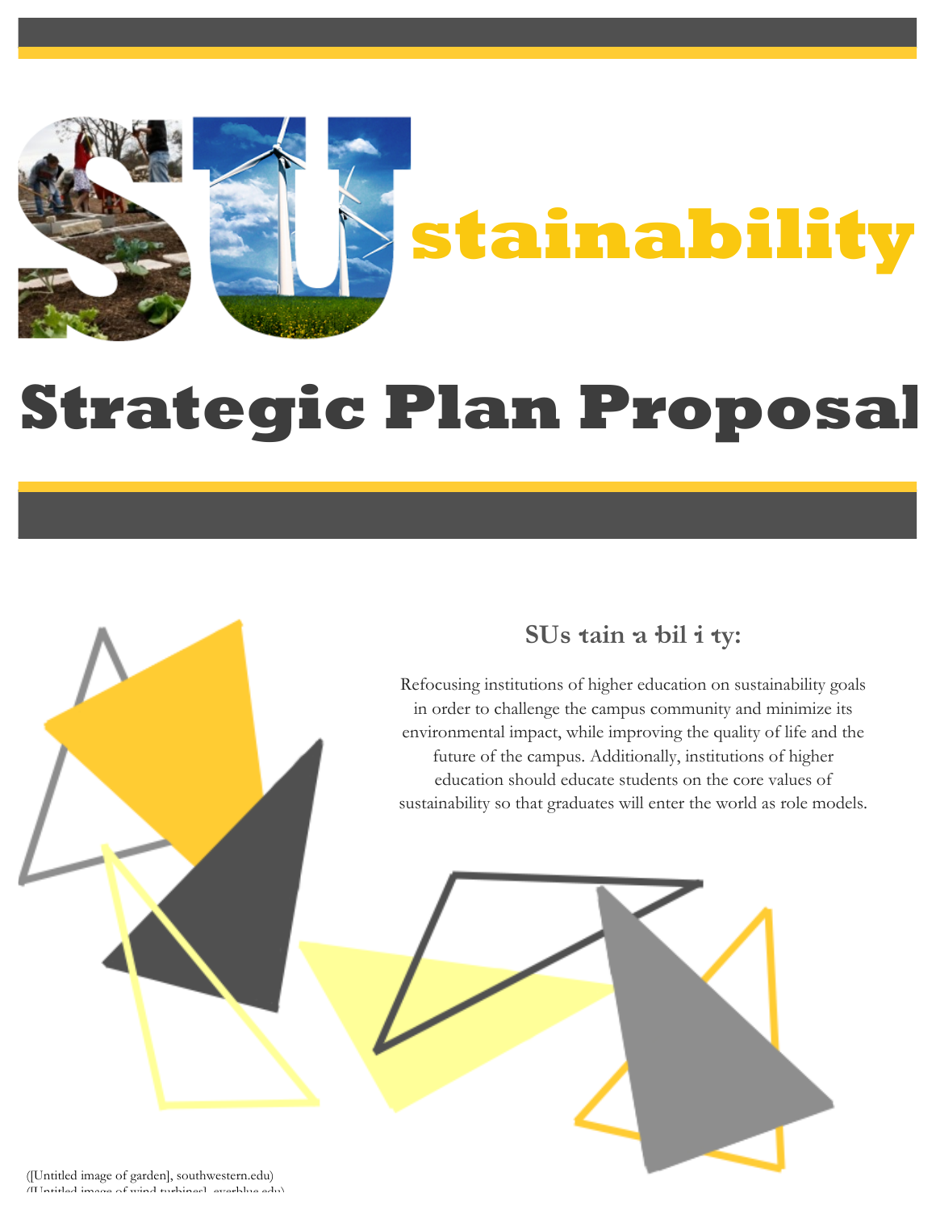# SUstainability

# Strategic Plan Proposal

### SUs·tain·a·bil·i·ty:

Refocusing institutions of higher education on sustainability goals in order to challenge the campus community and minimize its environmental impact, while improving the quality of life and the future of the campus. Additionally, institutions of higher education should educate students on the core values of sustainability so that graduates will enter the world as role models.

([Untitled image of garden], southwestern.edu)
([Untitled image of wind turbines], everblue.edu)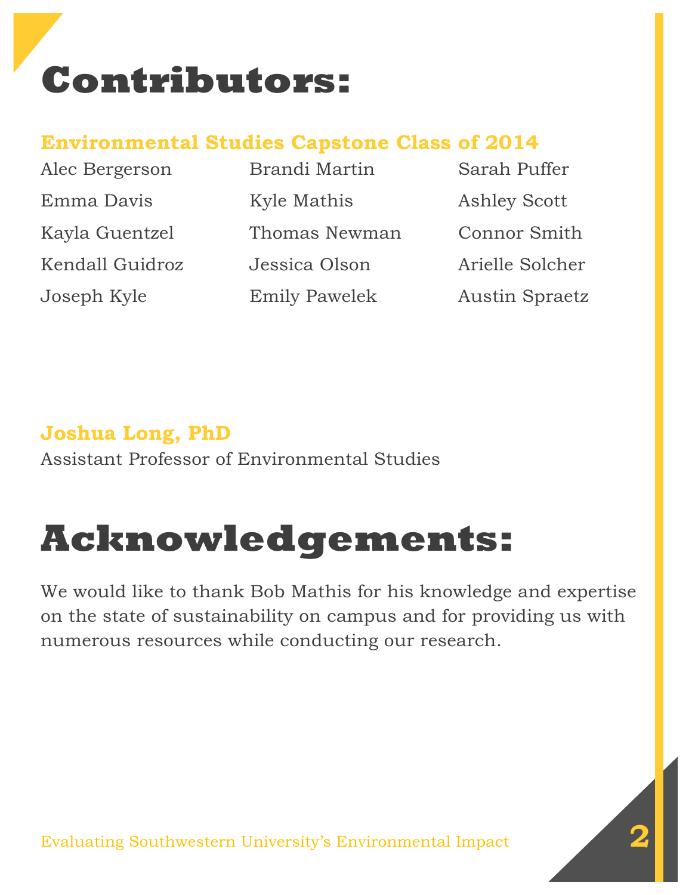# Contributors:

## Environmental Studies Capstone Class of 2014

Alec Bergerson
Emma Davis
Kayla Guentzel
Kendall Guidroz
Joseph Kyle
Brandi Martin
Kyle Mathis
Thomas Newman
Jessica Olson
Emily Pawelek
Sarah Puffer
Ashley Scott
Connor Smith
Arielle Solcher
Austin Spraetz

**Joshua Long, PhD**
Assistant Professor of Environmental Studies

# Acknowledgements:

We would like to thank Bob Mathis for his knowledge and expertise on the state of sustainability on campus and for providing us with numerous resources while conducting our research.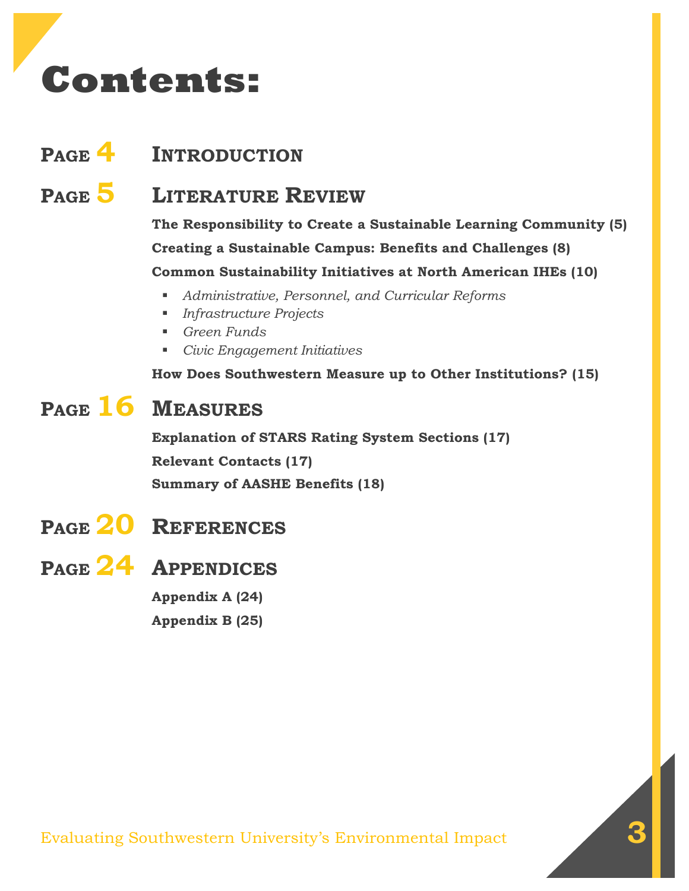# Contents:

## Page 4 Introduction

## Page 5 Literature Review

**The Responsibility to Create a Sustainable Learning Community (5)**

**Creating a Sustainable Campus: Benefits and Challenges (8)**

**Common Sustainability Initiatives at North American IHEs (10)**

- *Administrative, Personnel, and Curricular Reforms*
- *Infrastructure Projects*
- *Green Funds*
- *Civic Engagement Initiatives*

**How Does Southwestern Measure up to Other Institutions? (15)**

## Page 16 Measures

**Explanation of STARS Rating System Sections (17)**

**Relevant Contacts (17)**

**Summary of AASHE Benefits (18)**

## Page 20 References

## Page 24 Appendices

**Appendix A (24)**

**Appendix B (25)**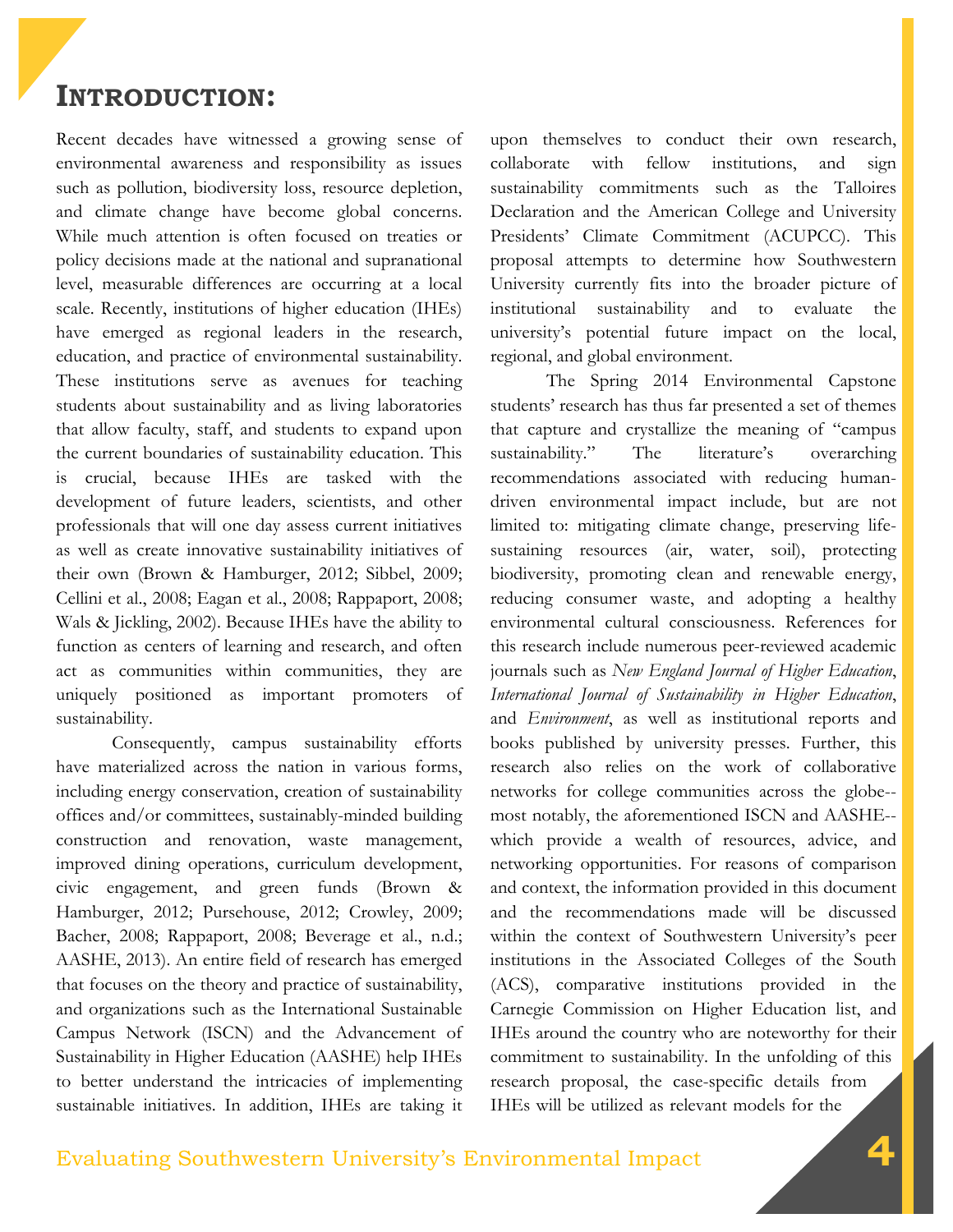# INTRODUCTION:

Recent decades have witnessed a growing sense of environmental awareness and responsibility as issues such as pollution, biodiversity loss, resource depletion, and climate change have become global concerns. While much attention is often focused on treaties or policy decisions made at the national and supranational level, measurable differences are occurring at a local scale. Recently, institutions of higher education (IHEs) have emerged as regional leaders in the research, education, and practice of environmental sustainability. These institutions serve as avenues for teaching students about sustainability and as living laboratories that allow faculty, staff, and students to expand upon the current boundaries of sustainability education. This is crucial, because IHEs are tasked with the development of future leaders, scientists, and other professionals that will one day assess current initiatives as well as create innovative sustainability initiatives of their own (Brown & Hamburger, 2012; Sibbel, 2009; Cellini et al., 2008; Eagan et al., 2008; Rappaport, 2008; Wals & Jickling, 2002). Because IHEs have the ability to function as centers of learning and research, and often act as communities within communities, they are uniquely positioned as important promoters of sustainability.

Consequently, campus sustainability efforts have materialized across the nation in various forms, including energy conservation, creation of sustainability offices and/or committees, sustainably-minded building construction and renovation, waste management, improved dining operations, curriculum development, civic engagement, and green funds (Brown & Hamburger, 2012; Pursehouse, 2012; Crowley, 2009; Bacher, 2008; Rappaport, 2008; Beverage et al., n.d.; AASHE, 2013). An entire field of research has emerged that focuses on the theory and practice of sustainability, and organizations such as the International Sustainable Campus Network (ISCN) and the Advancement of Sustainability in Higher Education (AASHE) help IHEs to better understand the intricacies of implementing sustainable initiatives. In addition, IHEs are taking it upon themselves to conduct their own research, collaborate with fellow institutions, and sign sustainability commitments such as the Talloires Declaration and the American College and University Presidents' Climate Commitment (ACUPCC). This proposal attempts to determine how Southwestern University currently fits into the broader picture of institutional sustainability and to evaluate the university's potential future impact on the local, regional, and global environment.

The Spring 2014 Environmental Capstone students' research has thus far presented a set of themes that capture and crystallize the meaning of "campus sustainability." The literature's overarching recommendations associated with reducing human-driven environmental impact include, but are not limited to: mitigating climate change, preserving life-sustaining resources (air, water, soil), protecting biodiversity, promoting clean and renewable energy, reducing consumer waste, and adopting a healthy environmental cultural consciousness. References for this research include numerous peer-reviewed academic journals such as *New England Journal of Higher Education*, *International Journal of Sustainability in Higher Education*, and *Environment*, as well as institutional reports and books published by university presses. Further, this research also relies on the work of collaborative networks for college communities across the globe--most notably, the aforementioned ISCN and AASHE--which provide a wealth of resources, advice, and networking opportunities. For reasons of comparison and context, the information provided in this document and the recommendations made will be discussed within the context of Southwestern University's peer institutions in the Associated Colleges of the South (ACS), comparative institutions provided in the Carnegie Commission on Higher Education list, and IHEs around the country who are noteworthy for their commitment to sustainability. In the unfolding of this research proposal, the case-specific details from IHEs will be utilized as relevant models for the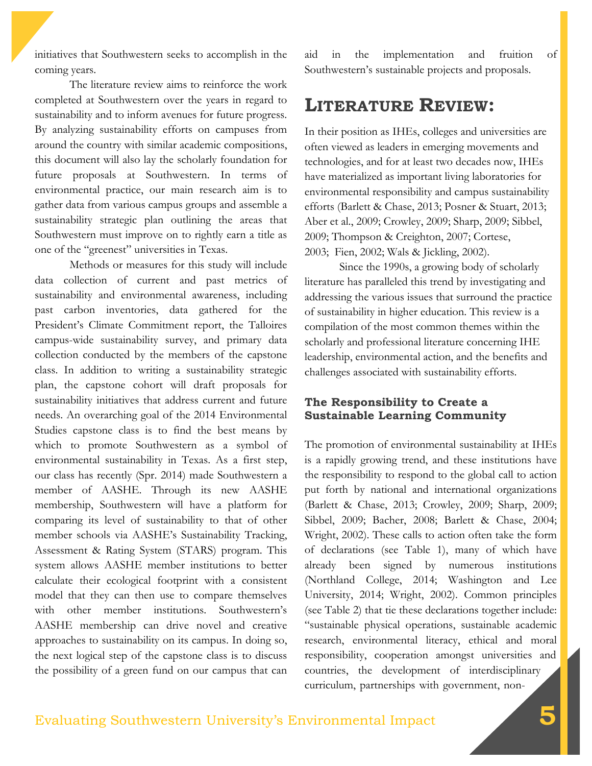initiatives that Southwestern seeks to accomplish in the coming years.

The literature review aims to reinforce the work completed at Southwestern over the years in regard to sustainability and to inform avenues for future progress. By analyzing sustainability efforts on campuses from around the country with similar academic compositions, this document will also lay the scholarly foundation for future proposals at Southwestern. In terms of environmental practice, our main research aim is to gather data from various campus groups and assemble a sustainability strategic plan outlining the areas that Southwestern must improve on to rightly earn a title as one of the "greenest" universities in Texas.

Methods or measures for this study will include data collection of current and past metrics of sustainability and environmental awareness, including past carbon inventories, data gathered for the President's Climate Commitment report, the Talloires campus-wide sustainability survey, and primary data collection conducted by the members of the capstone class. In addition to writing a sustainability strategic plan, the capstone cohort will draft proposals for sustainability initiatives that address current and future needs. An overarching goal of the 2014 Environmental Studies capstone class is to find the best means by which to promote Southwestern as a symbol of environmental sustainability in Texas. As a first step, our class has recently (Spr. 2014) made Southwestern a member of AASHE. Through its new AASHE membership, Southwestern will have a platform for comparing its level of sustainability to that of other member schools via AASHE's Sustainability Tracking, Assessment & Rating System (STARS) program. This system allows AASHE member institutions to better calculate their ecological footprint with a consistent model that they can then use to compare themselves with other member institutions. Southwestern's AASHE membership can drive novel and creative approaches to sustainability on its campus. In doing so, the next logical step of the capstone class is to discuss the possibility of a green fund on our campus that can aid in the implementation and fruition of Southwestern's sustainable projects and proposals.

## LITERATURE REVIEW:

In their position as IHEs, colleges and universities are often viewed as leaders in emerging movements and technologies, and for at least two decades now, IHEs have materialized as important living laboratories for environmental responsibility and campus sustainability efforts (Barlett & Chase, 2013; Posner & Stuart, 2013; Aber et al., 2009; Crowley, 2009; Sharp, 2009; Sibbel, 2009; Thompson & Creighton, 2007; Cortese, 2003; Fien, 2002; Wals & Jickling, 2002).

Since the 1990s, a growing body of scholarly literature has paralleled this trend by investigating and addressing the various issues that surround the practice of sustainability in higher education. This review is a compilation of the most common themes within the scholarly and professional literature concerning IHE leadership, environmental action, and the benefits and challenges associated with sustainability efforts.

### The Responsibility to Create a Sustainable Learning Community

The promotion of environmental sustainability at IHEs is a rapidly growing trend, and these institutions have the responsibility to respond to the global call to action put forth by national and international organizations (Barlett & Chase, 2013; Crowley, 2009; Sharp, 2009; Sibbel, 2009; Bacher, 2008; Barlett & Chase, 2004; Wright, 2002). These calls to action often take the form of declarations (see Table 1), many of which have already been signed by numerous institutions (Northland College, 2014; Washington and Lee University, 2014; Wright, 2002). Common principles (see Table 2) that tie these declarations together include: "sustainable physical operations, sustainable academic research, environmental literacy, ethical and moral responsibility, cooperation amongst universities and countries, the development of interdisciplinary curriculum, partnerships with government, non-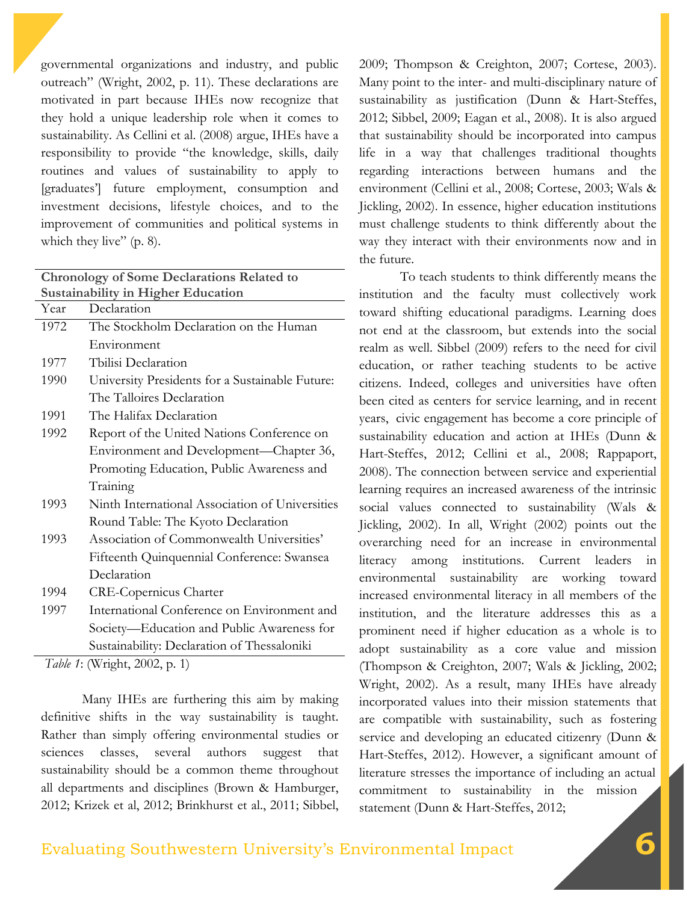governmental organizations and industry, and public outreach" (Wright, 2002, p. 11). These declarations are motivated in part because IHEs now recognize that they hold a unique leadership role when it comes to sustainability. As Cellini et al. (2008) argue, IHEs have a responsibility to provide "the knowledge, skills, daily routines and values of sustainability to apply to [graduates'] future employment, consumption and investment decisions, lifestyle choices, and to the improvement of communities and political systems in which they live" (p. 8).

**Chronology of Some Declarations Related to Sustainability in Higher Education**

| Year | Declaration |
|---|---|
| 1972 | The Stockholm Declaration on the Human Environment |
| 1977 | Tbilisi Declaration |
| 1990 | University Presidents for a Sustainable Future: The Talloires Declaration |
| 1991 | The Halifax Declaration |
| 1992 | Report of the United Nations Conference on Environment and Development—Chapter 36, Promoting Education, Public Awareness and Training |
| 1993 | Ninth International Association of Universities Round Table: The Kyoto Declaration |
| 1993 | Association of Commonwealth Universities' Fifteenth Quinquennial Conference: Swansea Declaration |
| 1994 | CRE-Copernicus Charter |
| 1997 | International Conference on Environment and Society—Education and Public Awareness for Sustainability: Declaration of Thessaloniki |

*Table 1*: (Wright, 2002, p. 1)

Many IHEs are furthering this aim by making definitive shifts in the way sustainability is taught. Rather than simply offering environmental studies or sciences classes, several authors suggest that sustainability should be a common theme throughout all departments and disciplines (Brown & Hamburger, 2012; Krizek et al, 2012; Brinkhurst et al., 2011; Sibbel, 2009; Thompson & Creighton, 2007; Cortese, 2003). Many point to the inter- and multi-disciplinary nature of sustainability as justification (Dunn & Hart-Steffes, 2012; Sibbel, 2009; Eagan et al., 2008). It is also argued that sustainability should be incorporated into campus life in a way that challenges traditional thoughts regarding interactions between humans and the environment (Cellini et al., 2008; Cortese, 2003; Wals & Jickling, 2002). In essence, higher education institutions must challenge students to think differently about the way they interact with their environments now and in the future.

To teach students to think differently means the institution and the faculty must collectively work toward shifting educational paradigms. Learning does not end at the classroom, but extends into the social realm as well. Sibbel (2009) refers to the need for civil education, or rather teaching students to be active citizens. Indeed, colleges and universities have often been cited as centers for service learning, and in recent years, civic engagement has become a core principle of sustainability education and action at IHEs (Dunn & Hart-Steffes, 2012; Cellini et al., 2008; Rappaport, 2008). The connection between service and experiential learning requires an increased awareness of the intrinsic social values connected to sustainability (Wals & Jickling, 2002). In all, Wright (2002) points out the overarching need for an increase in environmental literacy among institutions. Current leaders in environmental sustainability are working toward increased environmental literacy in all members of the institution, and the literature addresses this as a prominent need if higher education as a whole is to adopt sustainability as a core value and mission (Thompson & Creighton, 2007; Wals & Jickling, 2002; Wright, 2002). As a result, many IHEs have already incorporated values into their mission statements that are compatible with sustainability, such as fostering service and developing an educated citizenry (Dunn & Hart-Steffes, 2012). However, a significant amount of literature stresses the importance of including an actual commitment to sustainability in the mission statement (Dunn & Hart-Steffes, 2012;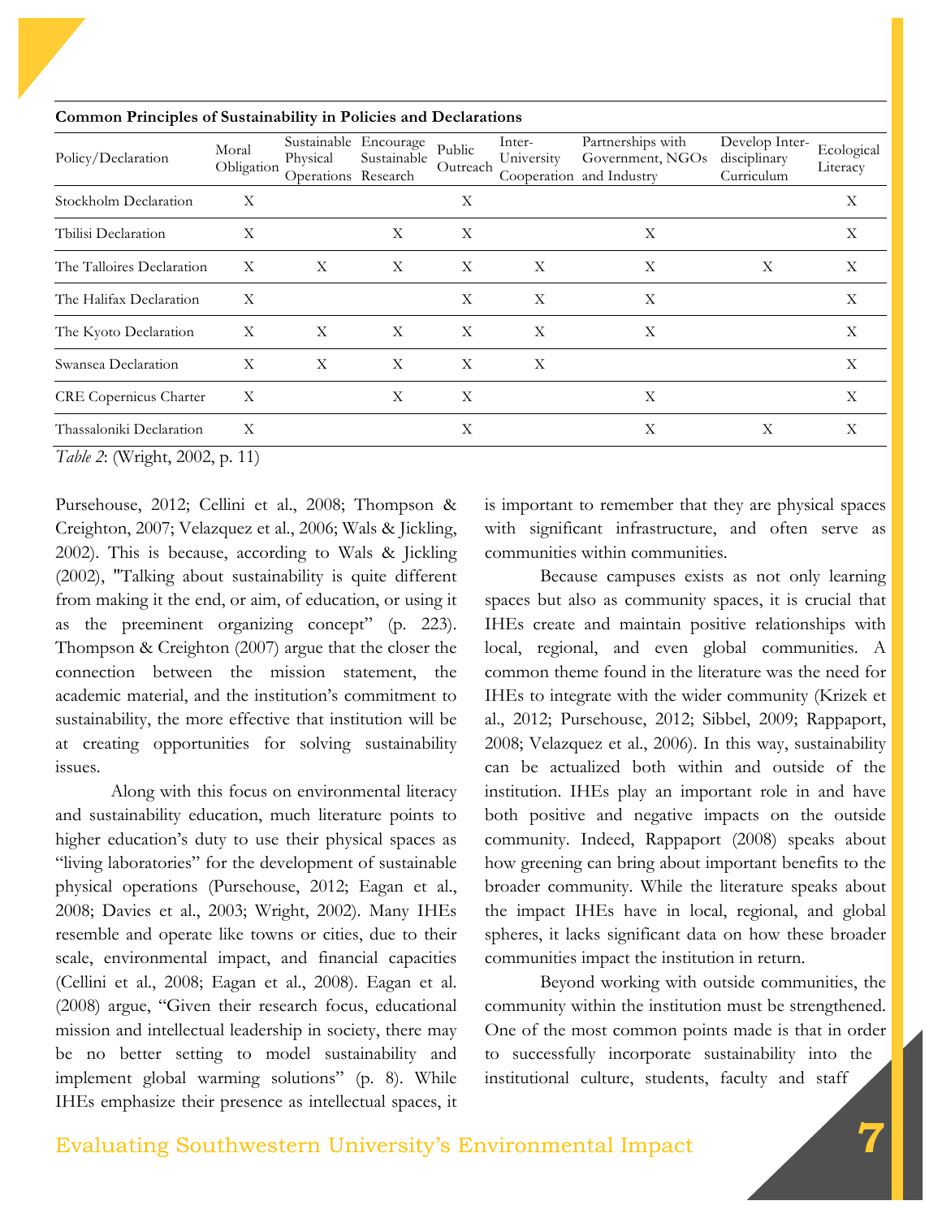**Common Principles of Sustainability in Policies and Declarations**

| Policy/Declaration | Moral Obligation | Sustainable Physical Operations | Encourage Sustainable Research | Public Outreach | Inter-University Cooperation | Partnerships with Government, NGOs and Industry | Develop Inter-disciplinary Curriculum | Ecological Literacy |
|---|---|---|---|---|---|---|---|---|
| Stockholm Declaration | X | | | X | | | | X |
| Tbilisi Declaration | X | | X | X | | X | | X |
| The Talloires Declaration | X | X | X | X | X | X | X | X |
| The Halifax Declaration | X | | | X | X | X | | X |
| The Kyoto Declaration | X | X | X | X | X | X | | X |
| Swansea Declaration | X | X | X | X | X | | | X |
| CRE Copernicus Charter | X | | X | X | | X | | X |
| Thassaloniki Declaration | X | | | X | | X | X | X |

*Table 2*: (Wright, 2002, p. 11)

Pursehouse, 2012; Cellini et al., 2008; Thompson & Creighton, 2007; Velazquez et al., 2006; Wals & Jickling, 2002). This is because, according to Wals & Jickling (2002), "Talking about sustainability is quite different from making it the end, or aim, of education, or using it as the preeminent organizing concept" (p. 223). Thompson & Creighton (2007) argue that the closer the connection between the mission statement, the academic material, and the institution's commitment to sustainability, the more effective that institution will be at creating opportunities for solving sustainability issues.

Along with this focus on environmental literacy and sustainability education, much literature points to higher education's duty to use their physical spaces as "living laboratories" for the development of sustainable physical operations (Pursehouse, 2012; Eagan et al., 2008; Davies et al., 2003; Wright, 2002). Many IHEs resemble and operate like towns or cities, due to their scale, environmental impact, and financial capacities (Cellini et al., 2008; Eagan et al., 2008). Eagan et al. (2008) argue, "Given their research focus, educational mission and intellectual leadership in society, there may be no better setting to model sustainability and implement global warming solutions" (p. 8). While IHEs emphasize their presence as intellectual spaces, it is important to remember that they are physical spaces with significant infrastructure, and often serve as communities within communities.

Because campuses exists as not only learning spaces but also as community spaces, it is crucial that IHEs create and maintain positive relationships with local, regional, and even global communities. A common theme found in the literature was the need for IHEs to integrate with the wider community (Krizek et al., 2012; Pursehouse, 2012; Sibbel, 2009; Rappaport, 2008; Velazquez et al., 2006). In this way, sustainability can be actualized both within and outside of the institution. IHEs play an important role in and have both positive and negative impacts on the outside community. Indeed, Rappaport (2008) speaks about how greening can bring about important benefits to the broader community. While the literature speaks about the impact IHEs have in local, regional, and global spheres, it lacks significant data on how these broader communities impact the institution in return.

Beyond working with outside communities, the community within the institution must be strengthened. One of the most common points made is that in order to successfully incorporate sustainability into the institutional culture, students, faculty and staff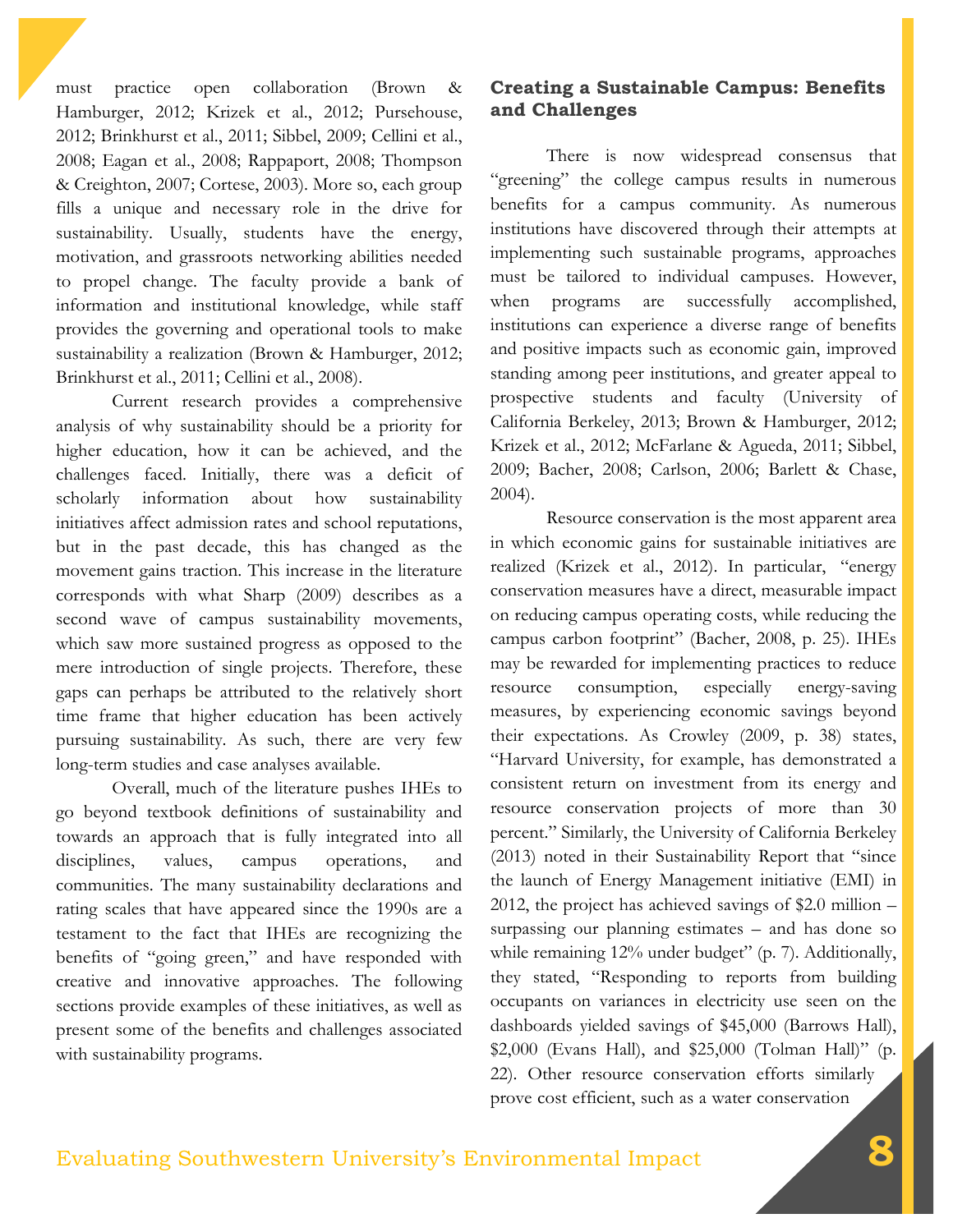must practice open collaboration (Brown & Hamburger, 2012; Krizek et al., 2012; Pursehouse, 2012; Brinkhurst et al., 2011; Sibbel, 2009; Cellini et al., 2008; Eagan et al., 2008; Rappaport, 2008; Thompson & Creighton, 2007; Cortese, 2003). More so, each group fills a unique and necessary role in the drive for sustainability. Usually, students have the energy, motivation, and grassroots networking abilities needed to propel change. The faculty provide a bank of information and institutional knowledge, while staff provides the governing and operational tools to make sustainability a realization (Brown & Hamburger, 2012; Brinkhurst et al., 2011; Cellini et al., 2008).

Current research provides a comprehensive analysis of why sustainability should be a priority for higher education, how it can be achieved, and the challenges faced. Initially, there was a deficit of scholarly information about how sustainability initiatives affect admission rates and school reputations, but in the past decade, this has changed as the movement gains traction. This increase in the literature corresponds with what Sharp (2009) describes as a second wave of campus sustainability movements, which saw more sustained progress as opposed to the mere introduction of single projects. Therefore, these gaps can perhaps be attributed to the relatively short time frame that higher education has been actively pursuing sustainability. As such, there are very few long-term studies and case analyses available.

Overall, much of the literature pushes IHEs to go beyond textbook definitions of sustainability and towards an approach that is fully integrated into all disciplines, values, campus operations, and communities. The many sustainability declarations and rating scales that have appeared since the 1990s are a testament to the fact that IHEs are recognizing the benefits of "going green," and have responded with creative and innovative approaches. The following sections provide examples of these initiatives, as well as present some of the benefits and challenges associated with sustainability programs.

## Creating a Sustainable Campus: Benefits and Challenges

There is now widespread consensus that "greening" the college campus results in numerous benefits for a campus community. As numerous institutions have discovered through their attempts at implementing such sustainable programs, approaches must be tailored to individual campuses. However, when programs are successfully accomplished, institutions can experience a diverse range of benefits and positive impacts such as economic gain, improved standing among peer institutions, and greater appeal to prospective students and faculty (University of California Berkeley, 2013; Brown & Hamburger, 2012; Krizek et al., 2012; McFarlane & Agueda, 2011; Sibbel, 2009; Bacher, 2008; Carlson, 2006; Barlett & Chase, 2004).

Resource conservation is the most apparent area in which economic gains for sustainable initiatives are realized (Krizek et al., 2012). In particular, "energy conservation measures have a direct, measurable impact on reducing campus operating costs, while reducing the campus carbon footprint" (Bacher, 2008, p. 25). IHEs may be rewarded for implementing practices to reduce resource consumption, especially energy-saving measures, by experiencing economic savings beyond their expectations. As Crowley (2009, p. 38) states, "Harvard University, for example, has demonstrated a consistent return on investment from its energy and resource conservation projects of more than 30 percent." Similarly, the University of California Berkeley (2013) noted in their Sustainability Report that "since the launch of Energy Management initiative (EMI) in 2012, the project has achieved savings of $2.0 million – surpassing our planning estimates – and has done so while remaining 12% under budget" (p. 7). Additionally, they stated, "Responding to reports from building occupants on variances in electricity use seen on the dashboards yielded savings of $45,000 (Barrows Hall), $2,000 (Evans Hall), and $25,000 (Tolman Hall)" (p. 22). Other resource conservation efforts similarly prove cost efficient, such as a water conservation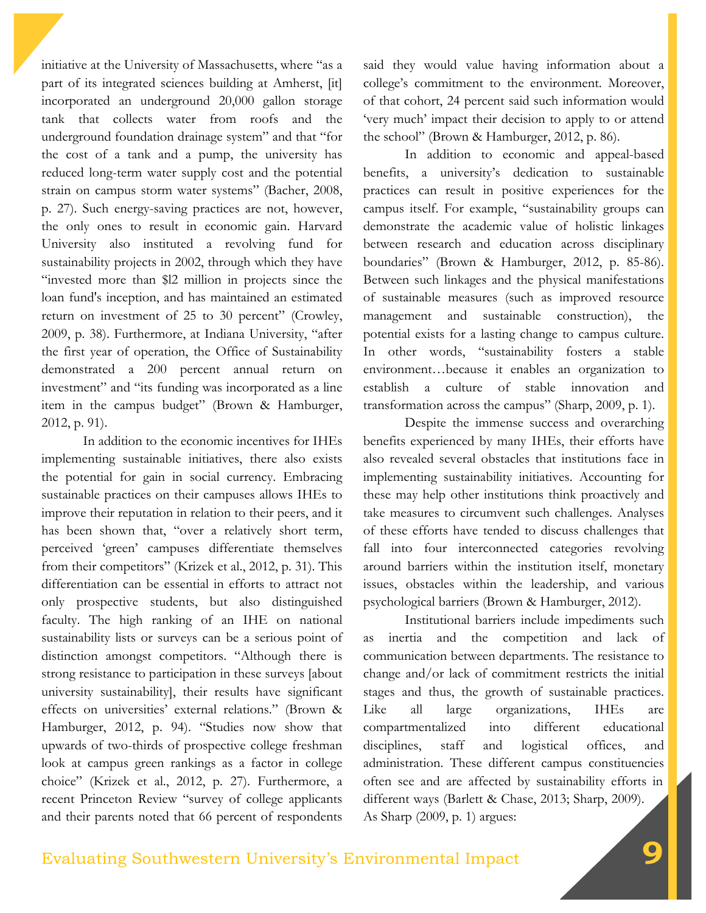initiative at the University of Massachusetts, where "as a part of its integrated sciences building at Amherst, [it] incorporated an underground 20,000 gallon storage tank that collects water from roofs and the underground foundation drainage system" and that "for the cost of a tank and a pump, the university has reduced long-term water supply cost and the potential strain on campus storm water systems" (Bacher, 2008, p. 27). Such energy-saving practices are not, however, the only ones to result in economic gain. Harvard University also instituted a revolving fund for sustainability projects in 2002, through which they have "invested more than $12 million in projects since the loan fund's inception, and has maintained an estimated return on investment of 25 to 30 percent" (Crowley, 2009, p. 38). Furthermore, at Indiana University, "after the first year of operation, the Office of Sustainability demonstrated a 200 percent annual return on investment" and "its funding was incorporated as a line item in the campus budget" (Brown & Hamburger, 2012, p. 91).

In addition to the economic incentives for IHEs implementing sustainable initiatives, there also exists the potential for gain in social currency. Embracing sustainable practices on their campuses allows IHEs to improve their reputation in relation to their peers, and it has been shown that, "over a relatively short term, perceived 'green' campuses differentiate themselves from their competitors" (Krizek et al., 2012, p. 31). This differentiation can be essential in efforts to attract not only prospective students, but also distinguished faculty. The high ranking of an IHE on national sustainability lists or surveys can be a serious point of distinction amongst competitors. "Although there is strong resistance to participation in these surveys [about university sustainability], their results have significant effects on universities' external relations." (Brown & Hamburger, 2012, p. 94). "Studies now show that upwards of two-thirds of prospective college freshman look at campus green rankings as a factor in college choice" (Krizek et al., 2012, p. 27). Furthermore, a recent Princeton Review "survey of college applicants and their parents noted that 66 percent of respondents said they would value having information about a college's commitment to the environment. Moreover, of that cohort, 24 percent said such information would 'very much' impact their decision to apply to or attend the school" (Brown & Hamburger, 2012, p. 86).

In addition to economic and appeal-based benefits, a university's dedication to sustainable practices can result in positive experiences for the campus itself. For example, "sustainability groups can demonstrate the academic value of holistic linkages between research and education across disciplinary boundaries" (Brown & Hamburger, 2012, p. 85-86). Between such linkages and the physical manifestations of sustainable measures (such as improved resource management and sustainable construction), the potential exists for a lasting change to campus culture. In other words, "sustainability fosters a stable environment…because it enables an organization to establish a culture of stable innovation and transformation across the campus" (Sharp, 2009, p. 1).

Despite the immense success and overarching benefits experienced by many IHEs, their efforts have also revealed several obstacles that institutions face in implementing sustainability initiatives. Accounting for these may help other institutions think proactively and take measures to circumvent such challenges. Analyses of these efforts have tended to discuss challenges that fall into four interconnected categories revolving around barriers within the institution itself, monetary issues, obstacles within the leadership, and various psychological barriers (Brown & Hamburger, 2012).

Institutional barriers include impediments such as inertia and the competition and lack of communication between departments. The resistance to change and/or lack of commitment restricts the initial stages and thus, the growth of sustainable practices. Like all large organizations, IHEs are compartmentalized into different educational disciplines, staff and logistical offices, and administration. These different campus constituencies often see and are affected by sustainability efforts in different ways (Barlett & Chase, 2013; Sharp, 2009). As Sharp (2009, p. 1) argues: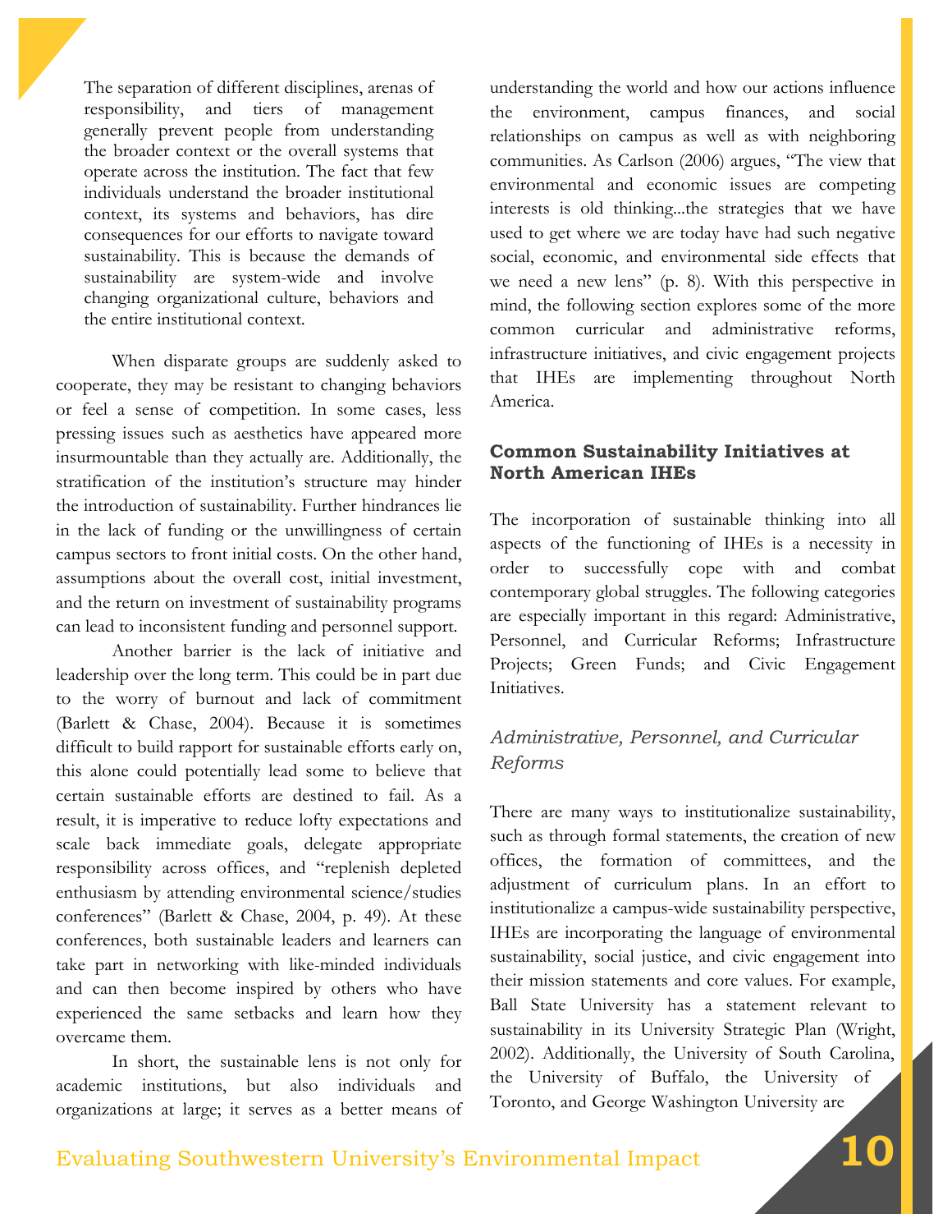The separation of different disciplines, arenas of responsibility, and tiers of management generally prevent people from understanding the broader context or the overall systems that operate across the institution. The fact that few individuals understand the broader institutional context, its systems and behaviors, has dire consequences for our efforts to navigate toward sustainability. This is because the demands of sustainability are system-wide and involve changing organizational culture, behaviors and the entire institutional context.

When disparate groups are suddenly asked to cooperate, they may be resistant to changing behaviors or feel a sense of competition. In some cases, less pressing issues such as aesthetics have appeared more insurmountable than they actually are. Additionally, the stratification of the institution's structure may hinder the introduction of sustainability. Further hindrances lie in the lack of funding or the unwillingness of certain campus sectors to front initial costs. On the other hand, assumptions about the overall cost, initial investment, and the return on investment of sustainability programs can lead to inconsistent funding and personnel support.

Another barrier is the lack of initiative and leadership over the long term. This could be in part due to the worry of burnout and lack of commitment (Barlett & Chase, 2004). Because it is sometimes difficult to build rapport for sustainable efforts early on, this alone could potentially lead some to believe that certain sustainable efforts are destined to fail. As a result, it is imperative to reduce lofty expectations and scale back immediate goals, delegate appropriate responsibility across offices, and "replenish depleted enthusiasm by attending environmental science/studies conferences" (Barlett & Chase, 2004, p. 49). At these conferences, both sustainable leaders and learners can take part in networking with like-minded individuals and can then become inspired by others who have experienced the same setbacks and learn how they overcame them.

In short, the sustainable lens is not only for academic institutions, but also individuals and organizations at large; it serves as a better means of understanding the world and how our actions influence the environment, campus finances, and social relationships on campus as well as with neighboring communities. As Carlson (2006) argues, "The view that environmental and economic issues are competing interests is old thinking...the strategies that we have used to get where we are today have had such negative social, economic, and environmental side effects that we need a new lens" (p. 8). With this perspective in mind, the following section explores some of the more common curricular and administrative reforms, infrastructure initiatives, and civic engagement projects that IHEs are implementing throughout North America.

## Common Sustainability Initiatives at North American IHEs

The incorporation of sustainable thinking into all aspects of the functioning of IHEs is a necessity in order to successfully cope with and combat contemporary global struggles. The following categories are especially important in this regard: Administrative, Personnel, and Curricular Reforms; Infrastructure Projects; Green Funds; and Civic Engagement Initiatives.

### *Administrative, Personnel, and Curricular Reforms*

There are many ways to institutionalize sustainability, such as through formal statements, the creation of new offices, the formation of committees, and the adjustment of curriculum plans. In an effort to institutionalize a campus-wide sustainability perspective, IHEs are incorporating the language of environmental sustainability, social justice, and civic engagement into their mission statements and core values. For example, Ball State University has a statement relevant to sustainability in its University Strategic Plan (Wright, 2002). Additionally, the University of South Carolina, the University of Buffalo, the University of Toronto, and George Washington University are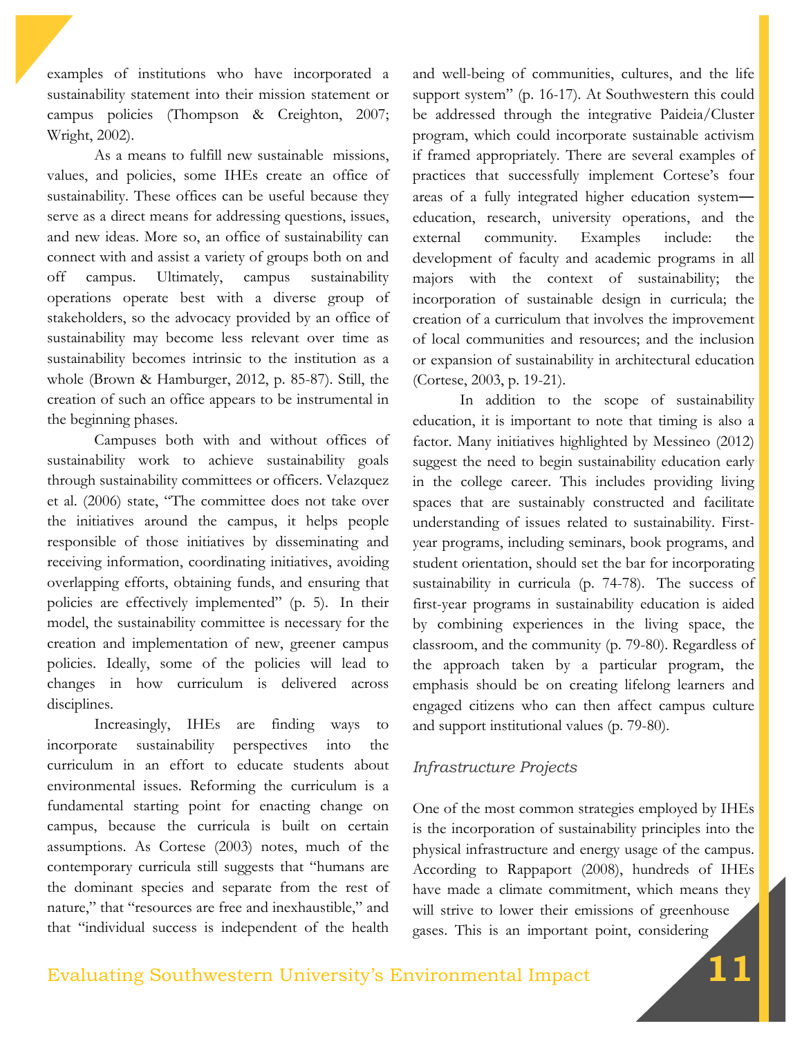examples of institutions who have incorporated a sustainability statement into their mission statement or campus policies (Thompson & Creighton, 2007; Wright, 2002).

As a means to fulfill new sustainable missions, values, and policies, some IHEs create an office of sustainability. These offices can be useful because they serve as a direct means for addressing questions, issues, and new ideas. More so, an office of sustainability can connect with and assist a variety of groups both on and off campus. Ultimately, campus sustainability operations operate best with a diverse group of stakeholders, so the advocacy provided by an office of sustainability may become less relevant over time as sustainability becomes intrinsic to the institution as a whole (Brown & Hamburger, 2012, p. 85-87). Still, the creation of such an office appears to be instrumental in the beginning phases.

Campuses both with and without offices of sustainability work to achieve sustainability goals through sustainability committees or officers. Velazquez et al. (2006) state, "The committee does not take over the initiatives around the campus, it helps people responsible of those initiatives by disseminating and receiving information, coordinating initiatives, avoiding overlapping efforts, obtaining funds, and ensuring that policies are effectively implemented" (p. 5). In their model, the sustainability committee is necessary for the creation and implementation of new, greener campus policies. Ideally, some of the policies will lead to changes in how curriculum is delivered across disciplines.

Increasingly, IHEs are finding ways to incorporate sustainability perspectives into the curriculum in an effort to educate students about environmental issues. Reforming the curriculum is a fundamental starting point for enacting change on campus, because the curricula is built on certain assumptions. As Cortese (2003) notes, much of the contemporary curricula still suggests that "humans are the dominant species and separate from the rest of nature," that "resources are free and inexhaustible," and that "individual success is independent of the health and well-being of communities, cultures, and the life support system" (p. 16-17). At Southwestern this could be addressed through the integrative Paideia/Cluster program, which could incorporate sustainable activism if framed appropriately. There are several examples of practices that successfully implement Cortese's four areas of a fully integrated higher education system—education, research, university operations, and the external community. Examples include: the development of faculty and academic programs in all majors with the context of sustainability; the incorporation of sustainable design in curricula; the creation of a curriculum that involves the improvement of local communities and resources; and the inclusion or expansion of sustainability in architectural education (Cortese, 2003, p. 19-21).

In addition to the scope of sustainability education, it is important to note that timing is also a factor. Many initiatives highlighted by Messineo (2012) suggest the need to begin sustainability education early in the college career. This includes providing living spaces that are sustainably constructed and facilitate understanding of issues related to sustainability. First-year programs, including seminars, book programs, and student orientation, should set the bar for incorporating sustainability in curricula (p. 74-78). The success of first-year programs in sustainability education is aided by combining experiences in the living space, the classroom, and the community (p. 79-80). Regardless of the approach taken by a particular program, the emphasis should be on creating lifelong learners and engaged citizens who can then affect campus culture and support institutional values (p. 79-80).

### *Infrastructure Projects*

One of the most common strategies employed by IHEs is the incorporation of sustainability principles into the physical infrastructure and energy usage of the campus. According to Rappaport (2008), hundreds of IHEs have made a climate commitment, which means they will strive to lower their emissions of greenhouse gases. This is an important point, considering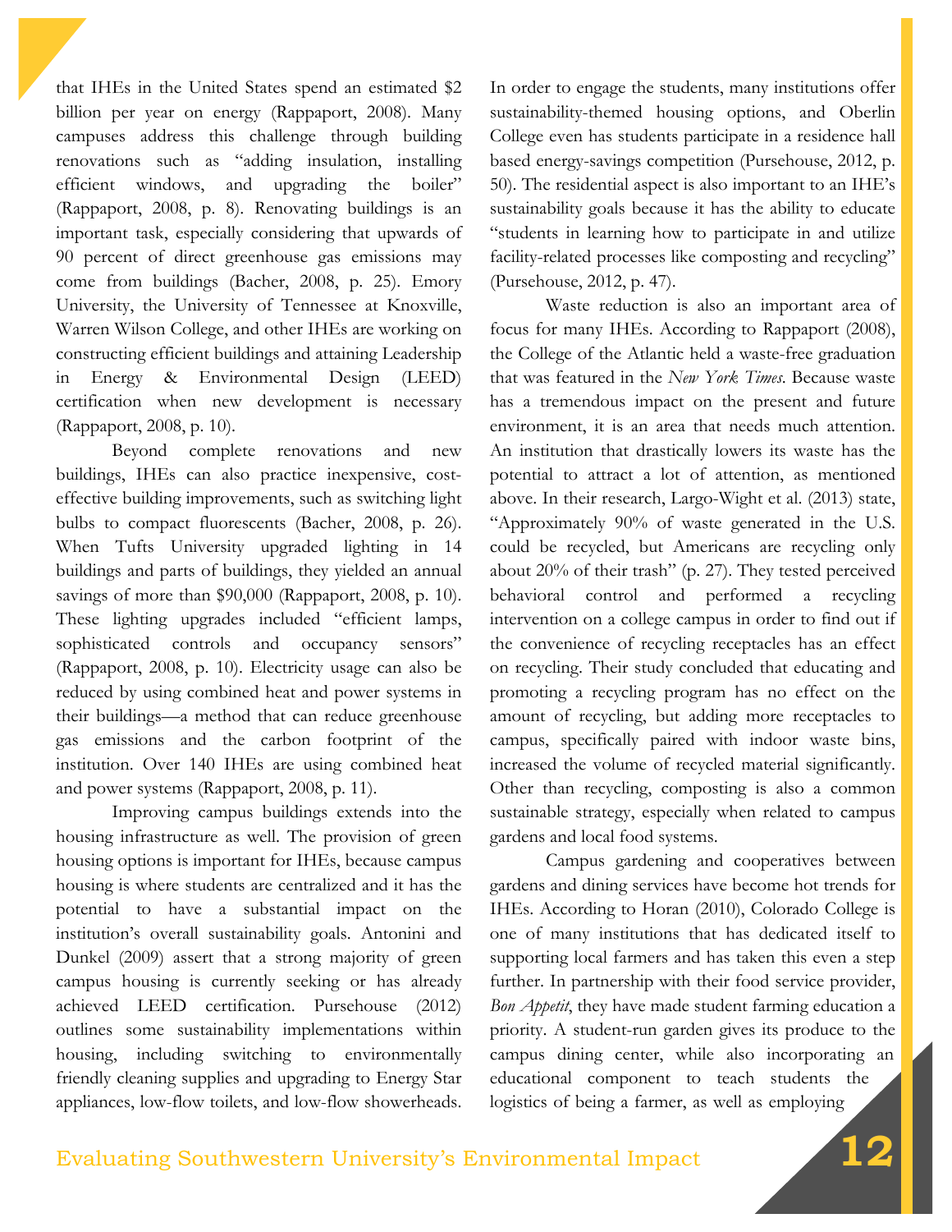that IHEs in the United States spend an estimated $2 billion per year on energy (Rappaport, 2008). Many campuses address this challenge through building renovations such as "adding insulation, installing efficient windows, and upgrading the boiler" (Rappaport, 2008, p. 8). Renovating buildings is an important task, especially considering that upwards of 90 percent of direct greenhouse gas emissions may come from buildings (Bacher, 2008, p. 25). Emory University, the University of Tennessee at Knoxville, Warren Wilson College, and other IHEs are working on constructing efficient buildings and attaining Leadership in Energy & Environmental Design (LEED) certification when new development is necessary (Rappaport, 2008, p. 10).

Beyond complete renovations and new buildings, IHEs can also practice inexpensive, cost-effective building improvements, such as switching light bulbs to compact fluorescents (Bacher, 2008, p. 26). When Tufts University upgraded lighting in 14 buildings and parts of buildings, they yielded an annual savings of more than $90,000 (Rappaport, 2008, p. 10). These lighting upgrades included "efficient lamps, sophisticated controls and occupancy sensors" (Rappaport, 2008, p. 10). Electricity usage can also be reduced by using combined heat and power systems in their buildings—a method that can reduce greenhouse gas emissions and the carbon footprint of the institution. Over 140 IHEs are using combined heat and power systems (Rappaport, 2008, p. 11).

Improving campus buildings extends into the housing infrastructure as well. The provision of green housing options is important for IHEs, because campus housing is where students are centralized and it has the potential to have a substantial impact on the institution's overall sustainability goals. Antonini and Dunkel (2009) assert that a strong majority of green campus housing is currently seeking or has already achieved LEED certification. Pursehouse (2012) outlines some sustainability implementations within housing, including switching to environmentally friendly cleaning supplies and upgrading to Energy Star appliances, low-flow toilets, and low-flow showerheads. In order to engage the students, many institutions offer sustainability-themed housing options, and Oberlin College even has students participate in a residence hall based energy-savings competition (Pursehouse, 2012, p. 50). The residential aspect is also important to an IHE's sustainability goals because it has the ability to educate "students in learning how to participate in and utilize facility-related processes like composting and recycling" (Pursehouse, 2012, p. 47).

Waste reduction is also an important area of focus for many IHEs. According to Rappaport (2008), the College of the Atlantic held a waste-free graduation that was featured in the *New York Times*. Because waste has a tremendous impact on the present and future environment, it is an area that needs much attention. An institution that drastically lowers its waste has the potential to attract a lot of attention, as mentioned above. In their research, Largo-Wight et al. (2013) state, "Approximately 90% of waste generated in the U.S. could be recycled, but Americans are recycling only about 20% of their trash" (p. 27). They tested perceived behavioral control and performed a recycling intervention on a college campus in order to find out if the convenience of recycling receptacles has an effect on recycling. Their study concluded that educating and promoting a recycling program has no effect on the amount of recycling, but adding more receptacles to campus, specifically paired with indoor waste bins, increased the volume of recycled material significantly. Other than recycling, composting is also a common sustainable strategy, especially when related to campus gardens and local food systems.

Campus gardening and cooperatives between gardens and dining services have become hot trends for IHEs. According to Horan (2010), Colorado College is one of many institutions that has dedicated itself to supporting local farmers and has taken this even a step further. In partnership with their food service provider, *Bon Appetit*, they have made student farming education a priority. A student-run garden gives its produce to the campus dining center, while also incorporating an educational component to teach students the logistics of being a farmer, as well as employing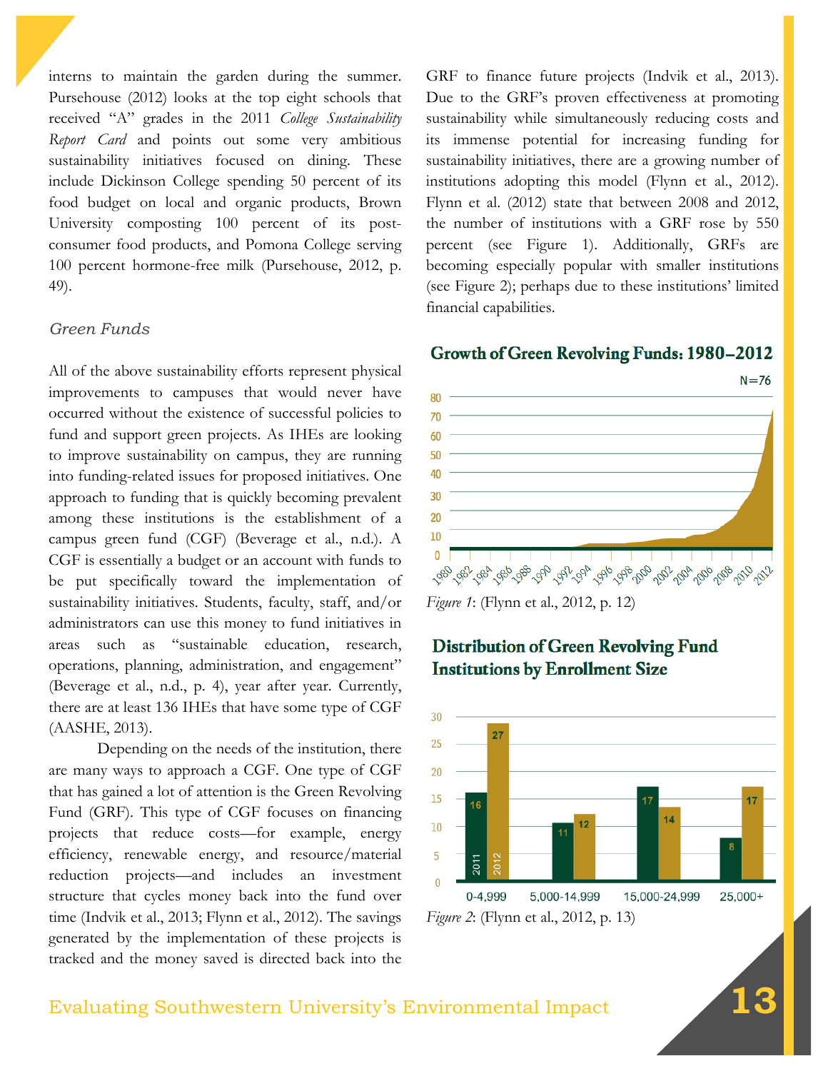interns to maintain the garden during the summer. Pursehouse (2012) looks at the top eight schools that received "A" grades in the 2011 *College Sustainability Report Card* and points out some very ambitious sustainability initiatives focused on dining. These include Dickinson College spending 50 percent of its food budget on local and organic products, Brown University composting 100 percent of its post-consumer food products, and Pomona College serving 100 percent hormone-free milk (Pursehouse, 2012, p. 49).

### *Green Funds*

All of the above sustainability efforts represent physical improvements to campuses that would never have occurred without the existence of successful policies to fund and support green projects. As IHEs are looking to improve sustainability on campus, they are running into funding-related issues for proposed initiatives. One approach to funding that is quickly becoming prevalent among these institutions is the establishment of a campus green fund (CGF) (Beverage et al., n.d.). A CGF is essentially a budget or an account with funds to be put specifically toward the implementation of sustainability initiatives. Students, faculty, staff, and/or administrators can use this money to fund initiatives in areas such as "sustainable education, research, operations, planning, administration, and engagement" (Beverage et al., n.d., p. 4), year after year. Currently, there are at least 136 IHEs that have some type of CGF (AASHE, 2013).

Depending on the needs of the institution, there are many ways to approach a CGF. One type of CGF that has gained a lot of attention is the Green Revolving Fund (GRF). This type of CGF focuses on financing projects that reduce costs—for example, energy efficiency, renewable energy, and resource/material reduction projects—and includes an investment structure that cycles money back into the fund over time (Indvik et al., 2013; Flynn et al., 2012). The savings generated by the implementation of these projects is tracked and the money saved is directed back into the GRF to finance future projects (Indvik et al., 2013). Due to the GRF's proven effectiveness at promoting sustainability while simultaneously reducing costs and its immense potential for increasing funding for sustainability initiatives, there are a growing number of institutions adopting this model (Flynn et al., 2012). Flynn et al. (2012) state that between 2008 and 2012, the number of institutions with a GRF rose by 550 percent (see Figure 1). Additionally, GRFs are becoming especially popular with smaller institutions (see Figure 2); perhaps due to these institutions' limited financial capabilities.

**Growth of Green Revolving Funds: 1980–2012**

*Figure 1*: (Flynn et al., 2012, p. 12)

**Distribution of Green Revolving Fund Institutions by Enrollment Size**

| Enrollment Size | 2011 | 2012 |
|---|---|---|
| 0-4,999 | 16 | 27 |
| 5,000-14,999 | 11 | 12 |
| 15,000-24,999 | 17 | 14 |
| 25,000+ | 8 | 17 |

*Figure 2*: (Flynn et al., 2012, p. 13)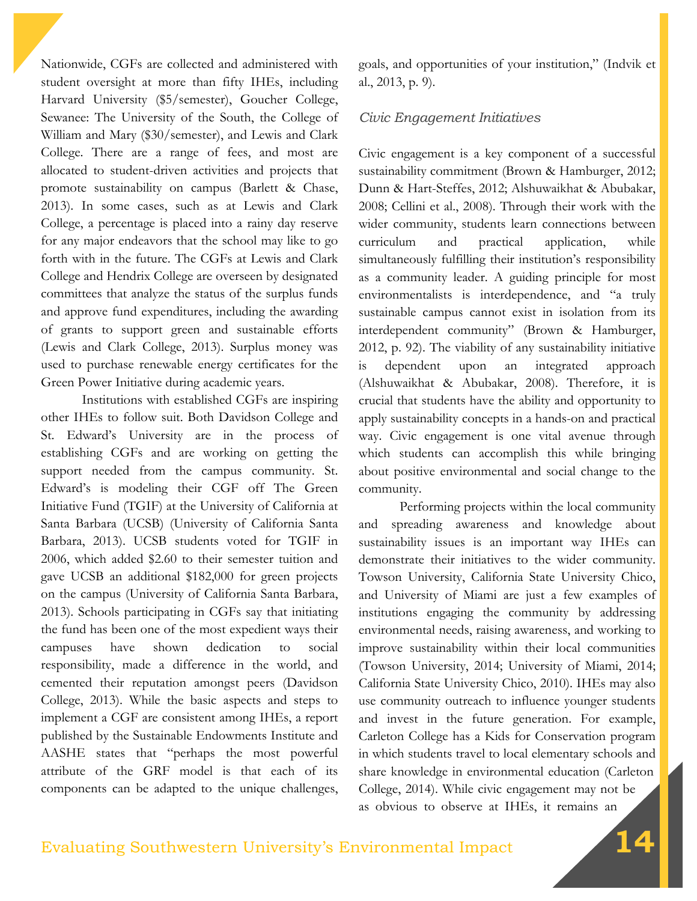Nationwide, CGFs are collected and administered with student oversight at more than fifty IHEs, including Harvard University ($5/semester), Goucher College, Sewanee: The University of the South, the College of William and Mary ($30/semester), and Lewis and Clark College. There are a range of fees, and most are allocated to student-driven activities and projects that promote sustainability on campus (Barlett & Chase, 2013). In some cases, such as at Lewis and Clark College, a percentage is placed into a rainy day reserve for any major endeavors that the school may like to go forth with in the future. The CGFs at Lewis and Clark College and Hendrix College are overseen by designated committees that analyze the status of the surplus funds and approve fund expenditures, including the awarding of grants to support green and sustainable efforts (Lewis and Clark College, 2013). Surplus money was used to purchase renewable energy certificates for the Green Power Initiative during academic years.

Institutions with established CGFs are inspiring other IHEs to follow suit. Both Davidson College and St. Edward's University are in the process of establishing CGFs and are working on getting the support needed from the campus community. St. Edward's is modeling their CGF off The Green Initiative Fund (TGIF) at the University of California at Santa Barbara (UCSB) (University of California Santa Barbara, 2013). UCSB students voted for TGIF in 2006, which added $2.60 to their semester tuition and gave UCSB an additional $182,000 for green projects on the campus (University of California Santa Barbara, 2013). Schools participating in CGFs say that initiating the fund has been one of the most expedient ways their campuses have shown dedication to social responsibility, made a difference in the world, and cemented their reputation amongst peers (Davidson College, 2013). While the basic aspects and steps to implement a CGF are consistent among IHEs, a report published by the Sustainable Endowments Institute and AASHE states that "perhaps the most powerful attribute of the GRF model is that each of its components can be adapted to the unique challenges, goals, and opportunities of your institution," (Indvik et al., 2013, p. 9).

### *Civic Engagement Initiatives*

Civic engagement is a key component of a successful sustainability commitment (Brown & Hamburger, 2012; Dunn & Hart-Steffes, 2012; Alshuwaikhat & Abubakar, 2008; Cellini et al., 2008). Through their work with the wider community, students learn connections between curriculum and practical application, while simultaneously fulfilling their institution's responsibility as a community leader. A guiding principle for most environmentalists is interdependence, and "a truly sustainable campus cannot exist in isolation from its interdependent community" (Brown & Hamburger, 2012, p. 92). The viability of any sustainability initiative is dependent upon an integrated approach (Alshuwaikhat & Abubakar, 2008). Therefore, it is crucial that students have the ability and opportunity to apply sustainability concepts in a hands-on and practical way. Civic engagement is one vital avenue through which students can accomplish this while bringing about positive environmental and social change to the community.

Performing projects within the local community and spreading awareness and knowledge about sustainability issues is an important way IHEs can demonstrate their initiatives to the wider community. Towson University, California State University Chico, and University of Miami are just a few examples of institutions engaging the community by addressing environmental needs, raising awareness, and working to improve sustainability within their local communities (Towson University, 2014; University of Miami, 2014; California State University Chico, 2010). IHEs may also use community outreach to influence younger students and invest in the future generation. For example, Carleton College has a Kids for Conservation program in which students travel to local elementary schools and share knowledge in environmental education (Carleton College, 2014). While civic engagement may not be as obvious to observe at IHEs, it remains an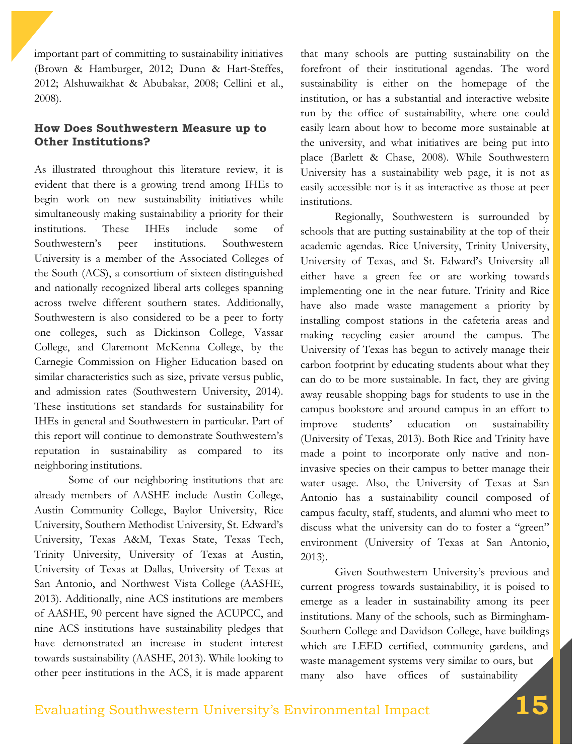important part of committing to sustainability initiatives (Brown & Hamburger, 2012; Dunn & Hart-Steffes, 2012; Alshuwaikhat & Abubakar, 2008; Cellini et al., 2008).

### How Does Southwestern Measure up to Other Institutions?

As illustrated throughout this literature review, it is evident that there is a growing trend among IHEs to begin work on new sustainability initiatives while simultaneously making sustainability a priority for their institutions. These IHEs include some of Southwestern's peer institutions. Southwestern University is a member of the Associated Colleges of the South (ACS), a consortium of sixteen distinguished and nationally recognized liberal arts colleges spanning across twelve different southern states. Additionally, Southwestern is also considered to be a peer to forty one colleges, such as Dickinson College, Vassar College, and Claremont McKenna College, by the Carnegie Commission on Higher Education based on similar characteristics such as size, private versus public, and admission rates (Southwestern University, 2014). These institutions set standards for sustainability for IHEs in general and Southwestern in particular. Part of this report will continue to demonstrate Southwestern's reputation in sustainability as compared to its neighboring institutions.

Some of our neighboring institutions that are already members of AASHE include Austin College, Austin Community College, Baylor University, Rice University, Southern Methodist University, St. Edward's University, Texas A&M, Texas State, Texas Tech, Trinity University, University of Texas at Austin, University of Texas at Dallas, University of Texas at San Antonio, and Northwest Vista College (AASHE, 2013). Additionally, nine ACS institutions are members of AASHE, 90 percent have signed the ACUPCC, and nine ACS institutions have sustainability pledges that have demonstrated an increase in student interest towards sustainability (AASHE, 2013). While looking to other peer institutions in the ACS, it is made apparent that many schools are putting sustainability on the forefront of their institutional agendas. The word sustainability is either on the homepage of the institution, or has a substantial and interactive website run by the office of sustainability, where one could easily learn about how to become more sustainable at the university, and what initiatives are being put into place (Barlett & Chase, 2008). While Southwestern University has a sustainability web page, it is not as easily accessible nor is it as interactive as those at peer institutions.

Regionally, Southwestern is surrounded by schools that are putting sustainability at the top of their academic agendas. Rice University, Trinity University, University of Texas, and St. Edward's University all either have a green fee or are working towards implementing one in the near future. Trinity and Rice have also made waste management a priority by installing compost stations in the cafeteria areas and making recycling easier around the campus. The University of Texas has begun to actively manage their carbon footprint by educating students about what they can do to be more sustainable. In fact, they are giving away reusable shopping bags for students to use in the campus bookstore and around campus in an effort to improve students' education on sustainability (University of Texas, 2013). Both Rice and Trinity have made a point to incorporate only native and non-invasive species on their campus to better manage their water usage. Also, the University of Texas at San Antonio has a sustainability council composed of campus faculty, staff, students, and alumni who meet to discuss what the university can do to foster a "green" environment (University of Texas at San Antonio, 2013).

Given Southwestern University's previous and current progress towards sustainability, it is poised to emerge as a leader in sustainability among its peer institutions. Many of the schools, such as Birmingham-Southern College and Davidson College, have buildings which are LEED certified, community gardens, and waste management systems very similar to ours, but many also have offices of sustainability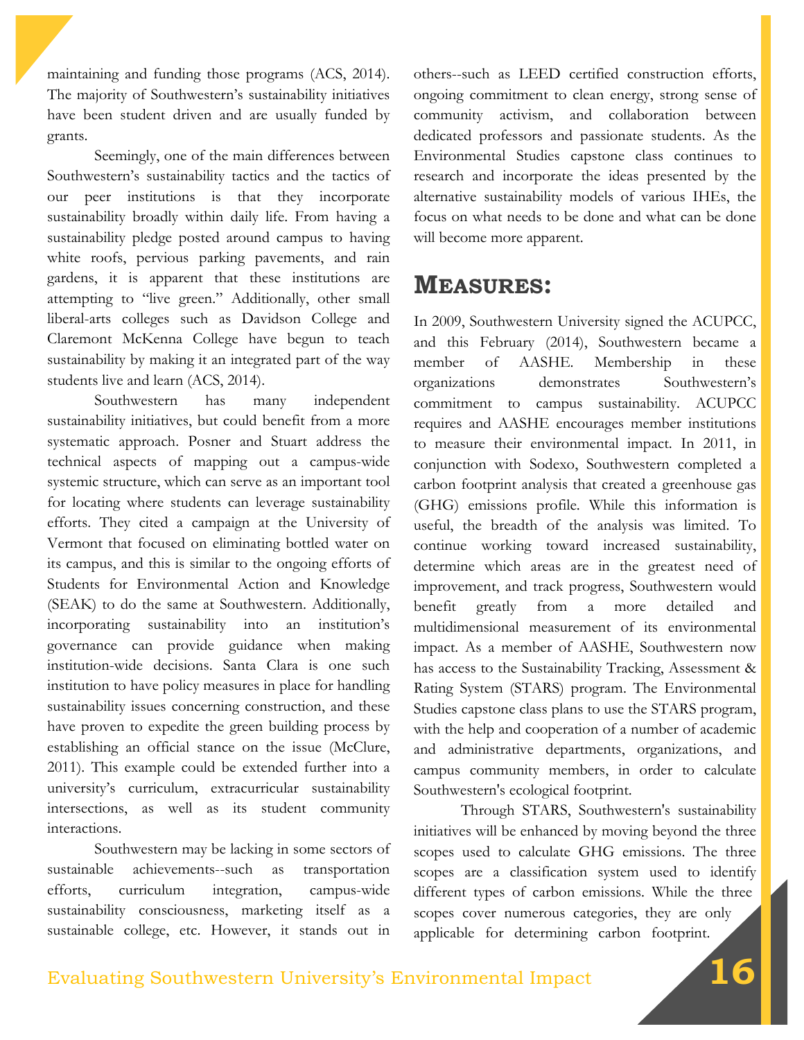maintaining and funding those programs (ACS, 2014). The majority of Southwestern's sustainability initiatives have been student driven and are usually funded by grants.

Seemingly, one of the main differences between Southwestern's sustainability tactics and the tactics of our peer institutions is that they incorporate sustainability broadly within daily life. From having a sustainability pledge posted around campus to having white roofs, pervious parking pavements, and rain gardens, it is apparent that these institutions are attempting to "live green." Additionally, other small liberal-arts colleges such as Davidson College and Claremont McKenna College have begun to teach sustainability by making it an integrated part of the way students live and learn (ACS, 2014).

Southwestern has many independent sustainability initiatives, but could benefit from a more systematic approach. Posner and Stuart address the technical aspects of mapping out a campus-wide systemic structure, which can serve as an important tool for locating where students can leverage sustainability efforts. They cited a campaign at the University of Vermont that focused on eliminating bottled water on its campus, and this is similar to the ongoing efforts of Students for Environmental Action and Knowledge (SEAK) to do the same at Southwestern. Additionally, incorporating sustainability into an institution's governance can provide guidance when making institution-wide decisions. Santa Clara is one such institution to have policy measures in place for handling sustainability issues concerning construction, and these have proven to expedite the green building process by establishing an official stance on the issue (McClure, 2011). This example could be extended further into a university's curriculum, extracurricular sustainability intersections, as well as its student community interactions.

Southwestern may be lacking in some sectors of sustainable achievements--such as transportation efforts, curriculum integration, campus-wide sustainability consciousness, marketing itself as a sustainable college, etc. However, it stands out in others--such as LEED certified construction efforts, ongoing commitment to clean energy, strong sense of community activism, and collaboration between dedicated professors and passionate students. As the Environmental Studies capstone class continues to research and incorporate the ideas presented by the alternative sustainability models of various IHEs, the focus on what needs to be done and what can be done will become more apparent.

## Measures:

In 2009, Southwestern University signed the ACUPCC, and this February (2014), Southwestern became a member of AASHE. Membership in these organizations demonstrates Southwestern's commitment to campus sustainability. ACUPCC requires and AASHE encourages member institutions to measure their environmental impact. In 2011, in conjunction with Sodexo, Southwestern completed a carbon footprint analysis that created a greenhouse gas (GHG) emissions profile. While this information is useful, the breadth of the analysis was limited. To continue working toward increased sustainability, determine which areas are in the greatest need of improvement, and track progress, Southwestern would benefit greatly from a more detailed and multidimensional measurement of its environmental impact. As a member of AASHE, Southwestern now has access to the Sustainability Tracking, Assessment & Rating System (STARS) program. The Environmental Studies capstone class plans to use the STARS program, with the help and cooperation of a number of academic and administrative departments, organizations, and campus community members, in order to calculate Southwestern's ecological footprint.

Through STARS, Southwestern's sustainability initiatives will be enhanced by moving beyond the three scopes used to calculate GHG emissions. The three scopes are a classification system used to identify different types of carbon emissions. While the three scopes cover numerous categories, they are only applicable for determining carbon footprint.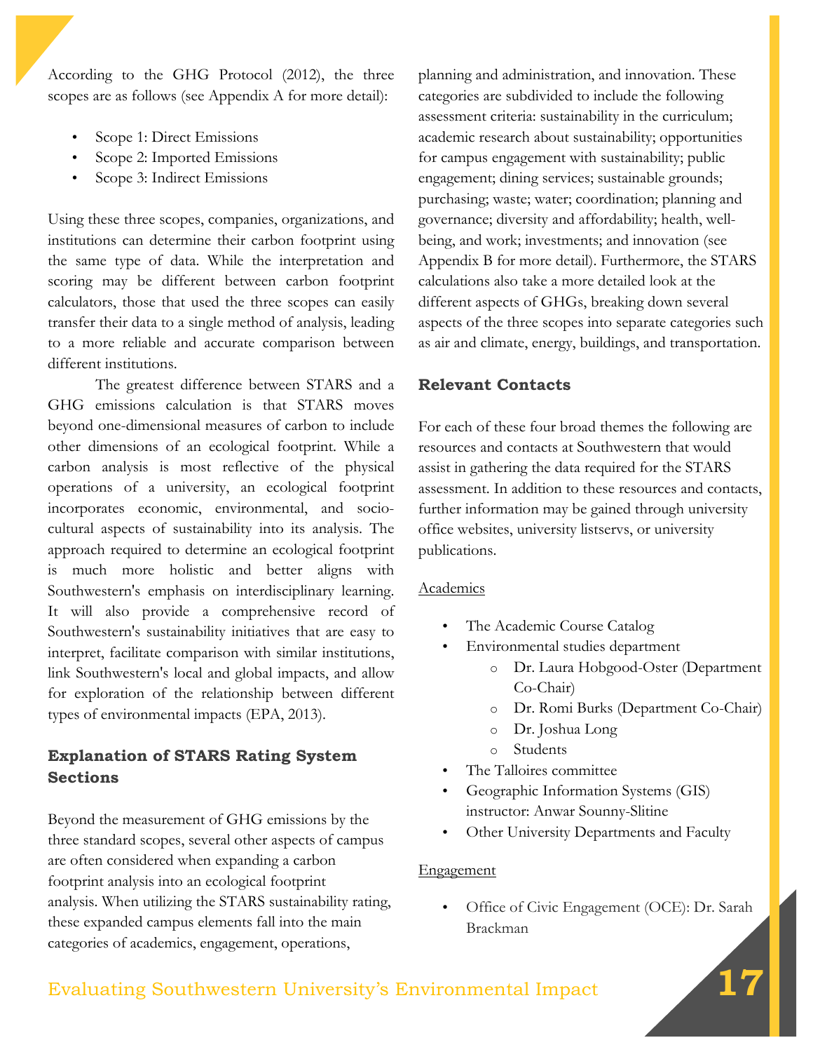According to the GHG Protocol (2012), the three scopes are as follows (see Appendix A for more detail):

- Scope 1: Direct Emissions
- Scope 2: Imported Emissions
- Scope 3: Indirect Emissions

Using these three scopes, companies, organizations, and institutions can determine their carbon footprint using the same type of data. While the interpretation and scoring may be different between carbon footprint calculators, those that used the three scopes can easily transfer their data to a single method of analysis, leading to a more reliable and accurate comparison between different institutions.

The greatest difference between STARS and a GHG emissions calculation is that STARS moves beyond one-dimensional measures of carbon to include other dimensions of an ecological footprint. While a carbon analysis is most reflective of the physical operations of a university, an ecological footprint incorporates economic, environmental, and socio-cultural aspects of sustainability into its analysis. The approach required to determine an ecological footprint is much more holistic and better aligns with Southwestern's emphasis on interdisciplinary learning. It will also provide a comprehensive record of Southwestern's sustainability initiatives that are easy to interpret, facilitate comparison with similar institutions, link Southwestern's local and global impacts, and allow for exploration of the relationship between different types of environmental impacts (EPA, 2013).

## Explanation of STARS Rating System Sections

Beyond the measurement of GHG emissions by the three standard scopes, several other aspects of campus are often considered when expanding a carbon footprint analysis into an ecological footprint analysis. When utilizing the STARS sustainability rating, these expanded campus elements fall into the main categories of academics, engagement, operations, planning and administration, and innovation. These categories are subdivided to include the following assessment criteria: sustainability in the curriculum; academic research about sustainability; opportunities for campus engagement with sustainability; public engagement; dining services; sustainable grounds; purchasing; waste; water; coordination; planning and governance; diversity and affordability; health, well-being, and work; investments; and innovation (see Appendix B for more detail). Furthermore, the STARS calculations also take a more detailed look at the different aspects of GHGs, breaking down several aspects of the three scopes into separate categories such as air and climate, energy, buildings, and transportation.

## Relevant Contacts

For each of these four broad themes the following are resources and contacts at Southwestern that would assist in gathering the data required for the STARS assessment. In addition to these resources and contacts, further information may be gained through university office websites, university listservs, or university publications.

Academics

- The Academic Course Catalog
- Environmental studies department
  - Dr. Laura Hobgood-Oster (Department Co-Chair)
  - Dr. Romi Burks (Department Co-Chair)
  - Dr. Joshua Long
  - Students
- The Talloires committee
- Geographic Information Systems (GIS) instructor: Anwar Sounny-Slitine
- Other University Departments and Faculty

Engagement

- Office of Civic Engagement (OCE): Dr. Sarah Brackman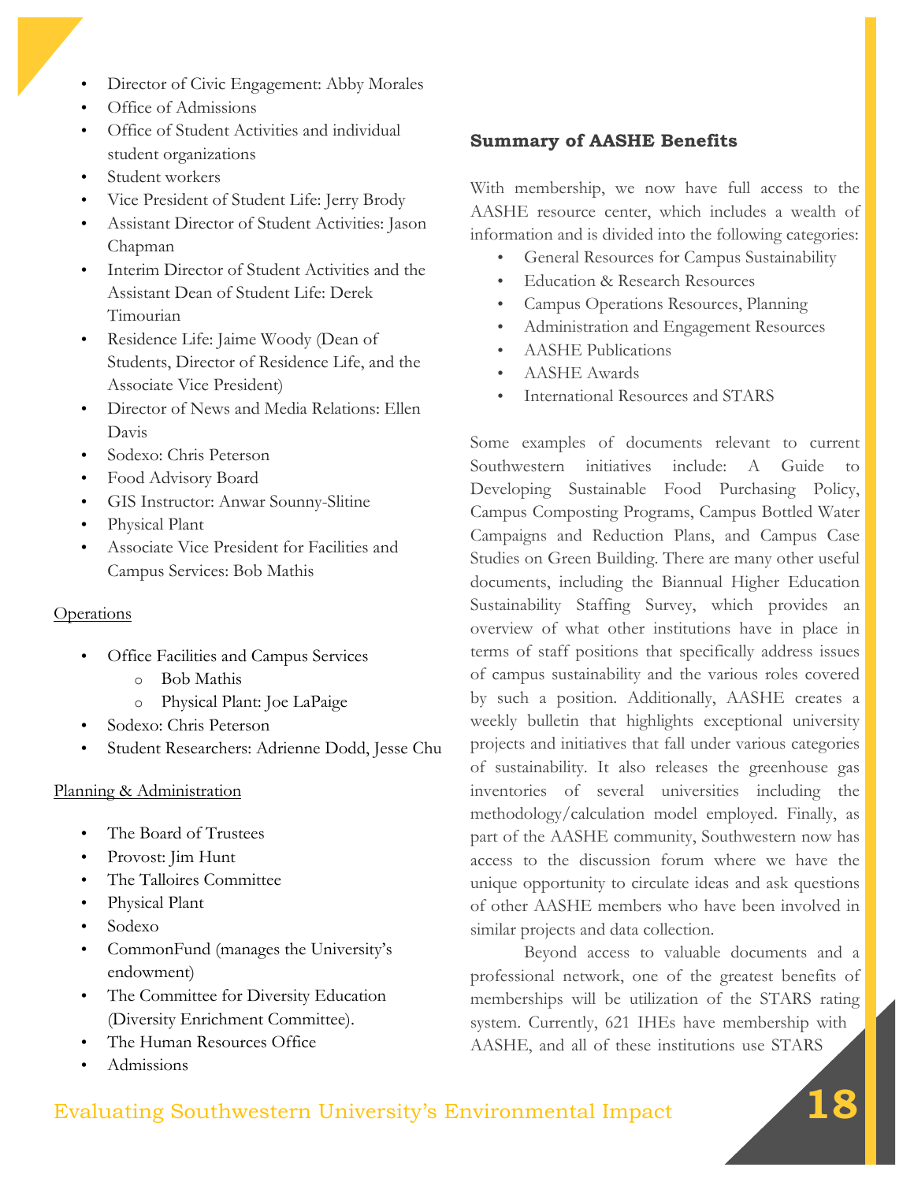- Director of Civic Engagement: Abby Morales
- Office of Admissions
- Office of Student Activities and individual student organizations
- Student workers
- Vice President of Student Life: Jerry Brody
- Assistant Director of Student Activities: Jason Chapman
- Interim Director of Student Activities and the Assistant Dean of Student Life: Derek Timourian
- Residence Life: Jaime Woody (Dean of Students, Director of Residence Life, and the Associate Vice President)
- Director of News and Media Relations: Ellen Davis
- Sodexo: Chris Peterson
- Food Advisory Board
- GIS Instructor: Anwar Sounny-Slitine
- Physical Plant
- Associate Vice President for Facilities and Campus Services: Bob Mathis

<u>Operations</u>

- Office Facilities and Campus Services
    - Bob Mathis
    - Physical Plant: Joe LaPaige
- Sodexo: Chris Peterson
- Student Researchers: Adrienne Dodd, Jesse Chu

<u>Planning & Administration</u>

- The Board of Trustees
- Provost: Jim Hunt
- The Talloires Committee
- Physical Plant
- Sodexo
- CommonFund (manages the University's endowment)
- The Committee for Diversity Education (Diversity Enrichment Committee).
- The Human Resources Office
- Admissions

**Summary of AASHE Benefits**

With membership, we now have full access to the AASHE resource center, which includes a wealth of information and is divided into the following categories:

- General Resources for Campus Sustainability
- Education & Research Resources
- Campus Operations Resources, Planning
- Administration and Engagement Resources
- AASHE Publications
- AASHE Awards
- International Resources and STARS

Some examples of documents relevant to current Southwestern initiatives include: A Guide to Developing Sustainable Food Purchasing Policy, Campus Composting Programs, Campus Bottled Water Campaigns and Reduction Plans, and Campus Case Studies on Green Building. There are many other useful documents, including the Biannual Higher Education Sustainability Staffing Survey, which provides an overview of what other institutions have in place in terms of staff positions that specifically address issues of campus sustainability and the various roles covered by such a position. Additionally, AASHE creates a weekly bulletin that highlights exceptional university projects and initiatives that fall under various categories of sustainability. It also releases the greenhouse gas inventories of several universities including the methodology/calculation model employed. Finally, as part of the AASHE community, Southwestern now has access to the discussion forum where we have the unique opportunity to circulate ideas and ask questions of other AASHE members who have been involved in similar projects and data collection.

Beyond access to valuable documents and a professional network, one of the greatest benefits of memberships will be utilization of the STARS rating system. Currently, 621 IHEs have membership with AASHE, and all of these institutions use STARS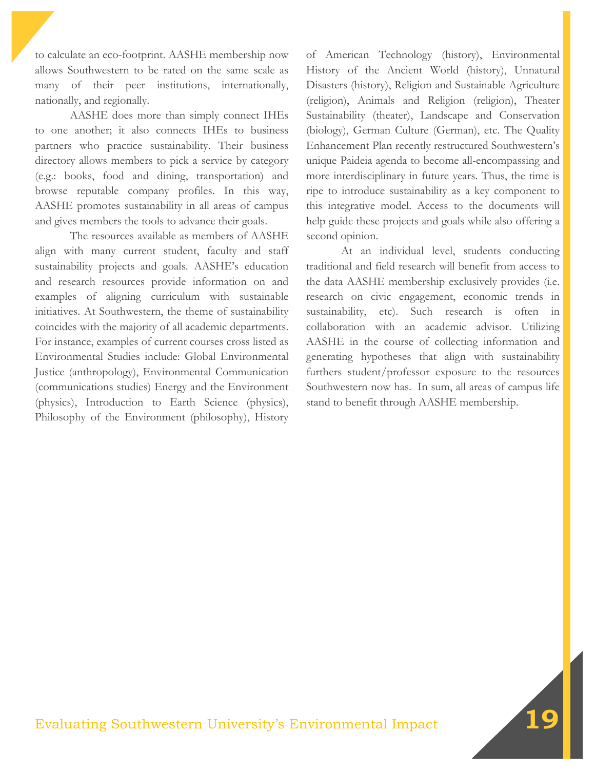to calculate an eco-footprint. AASHE membership now allows Southwestern to be rated on the same scale as many of their peer institutions, internationally, nationally, and regionally.

AASHE does more than simply connect IHEs to one another; it also connects IHEs to business partners who practice sustainability. Their business directory allows members to pick a service by category (e.g.: books, food and dining, transportation) and browse reputable company profiles. In this way, AASHE promotes sustainability in all areas of campus and gives members the tools to advance their goals.

The resources available as members of AASHE align with many current student, faculty and staff sustainability projects and goals. AASHE's education and research resources provide information on and examples of aligning curriculum with sustainable initiatives. At Southwestern, the theme of sustainability coincides with the majority of all academic departments. For instance, examples of current courses cross listed as Environmental Studies include: Global Environmental Justice (anthropology), Environmental Communication (communications studies) Energy and the Environment (physics), Introduction to Earth Science (physics), Philosophy of the Environment (philosophy), History of American Technology (history), Environmental History of the Ancient World (history), Unnatural Disasters (history), Religion and Sustainable Agriculture (religion), Animals and Religion (religion), Theater Sustainability (theater), Landscape and Conservation (biology), German Culture (German), etc. The Quality Enhancement Plan recently restructured Southwestern's unique Paideia agenda to become all-encompassing and more interdisciplinary in future years. Thus, the time is ripe to introduce sustainability as a key component to this integrative model. Access to the documents will help guide these projects and goals while also offering a second opinion.

At an individual level, students conducting traditional and field research will benefit from access to the data AASHE membership exclusively provides (i.e. research on civic engagement, economic trends in sustainability, etc). Such research is often in collaboration with an academic advisor. Utilizing AASHE in the course of collecting information and generating hypotheses that align with sustainability furthers student/professor exposure to the resources Southwestern now has. In sum, all areas of campus life stand to benefit through AASHE membership.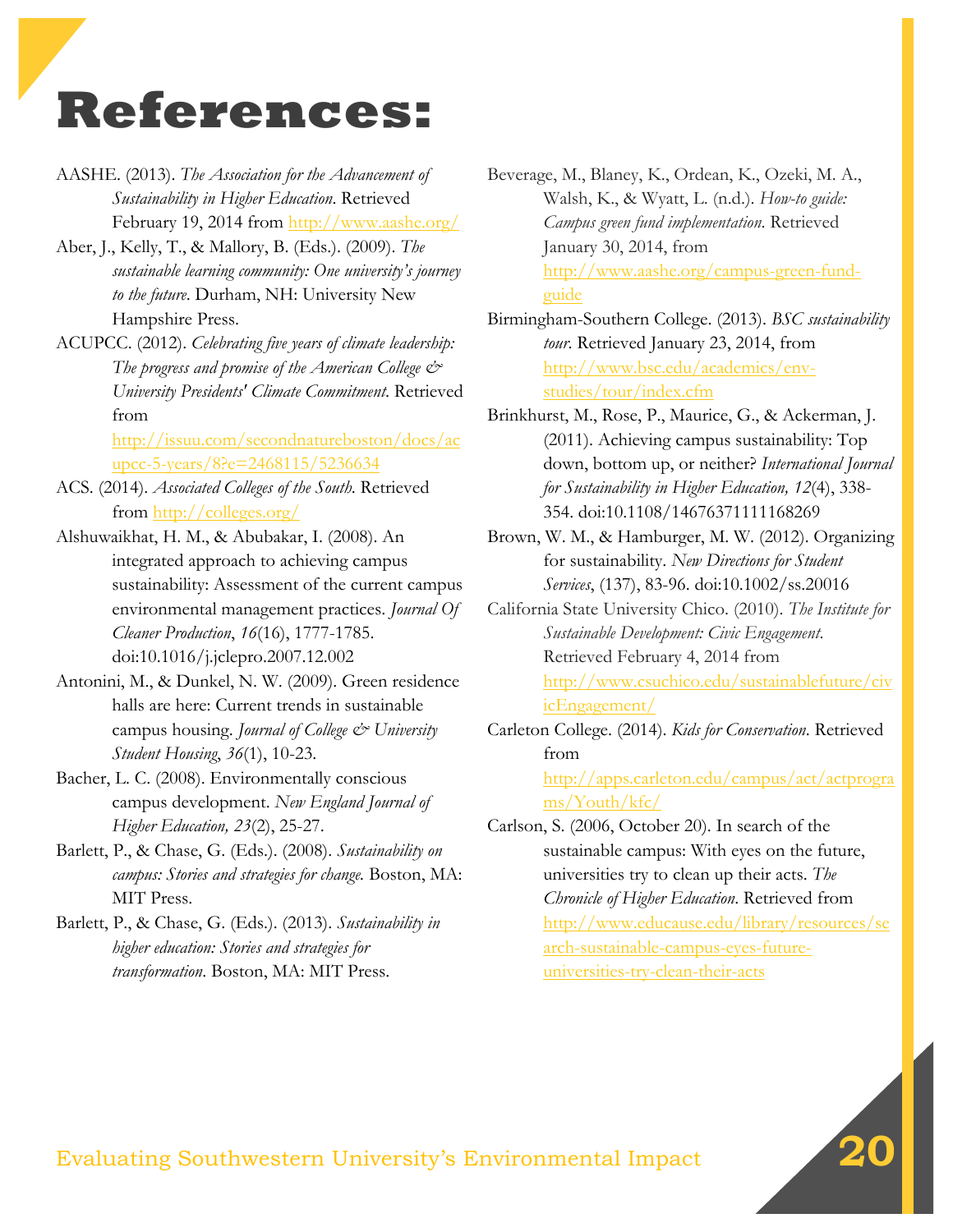# References:

AASHE. (2013). *The Association for the Advancement of Sustainability in Higher Education*. Retrieved February 19, 2014 from http://www.aashe.org/

Aber, J., Kelly, T., & Mallory, B. (Eds.). (2009). *The sustainable learning community: One university's journey to the future*. Durham, NH: University New Hampshire Press.

ACUPCC. (2012). *Celebrating five years of climate leadership: The progress and promise of the American College & University Presidents' Climate Commitment*. Retrieved from http://issuu.com/secondnatureboston/docs/acupcc-5-years/8?e=2468115/5236634

ACS. (2014). *Associated Colleges of the South*. Retrieved from http://colleges.org/

Alshuwaikhat, H. M., & Abubakar, I. (2008). An integrated approach to achieving campus sustainability: Assessment of the current campus environmental management practices. *Journal Of Cleaner Production*, *16*(16), 1777-1785. doi:10.1016/j.jclepro.2007.12.002

Antonini, M., & Dunkel, N. W. (2009). Green residence halls are here: Current trends in sustainable campus housing. *Journal of College & University Student Housing*, *36*(1), 10-23.

Bacher, L. C. (2008). Environmentally conscious campus development. *New England Journal of Higher Education, 23*(2), 25-27.

Barlett, P., & Chase, G. (Eds.). (2008). *Sustainability on campus: Stories and strategies for change.* Boston, MA: MIT Press.

Barlett, P., & Chase, G. (Eds.). (2013). *Sustainability in higher education: Stories and strategies for transformation*. Boston, MA: MIT Press.

Beverage, M., Blaney, K., Ordean, K., Ozeki, M. A., Walsh, K., & Wyatt, L. (n.d.). *How-to guide: Campus green fund implementation.* Retrieved January 30, 2014, from http://www.aashe.org/campus-green-fund-guide

Birmingham-Southern College. (2013). *BSC sustainability tour*. Retrieved January 23, 2014, from http://www.bsc.edu/academics/env-studies/tour/index.cfm

Brinkhurst, M., Rose, P., Maurice, G., & Ackerman, J. (2011). Achieving campus sustainability: Top down, bottom up, or neither? *International Journal for Sustainability in Higher Education, 12*(4), 338-354. doi:10.1108/14676371111168269

Brown, W. M., & Hamburger, M. W. (2012). Organizing for sustainability. *New Directions for Student Services*, (137), 83-96. doi:10.1002/ss.20016

California State University Chico. (2010). *The Institute for Sustainable Development: Civic Engagement*. Retrieved February 4, 2014 from http://www.csuchico.edu/sustainablefuture/civicEngagement/

Carleton College. (2014). *Kids for Conservation*. Retrieved from http://apps.carleton.edu/campus/act/actprograms/Youth/kfc/

Carlson, S. (2006, October 20). In search of the sustainable campus: With eyes on the future, universities try to clean up their acts. *The Chronicle of Higher Education*. Retrieved from http://www.educause.edu/library/resources/search-sustainable-campus-eyes-future-universities-try-clean-their-acts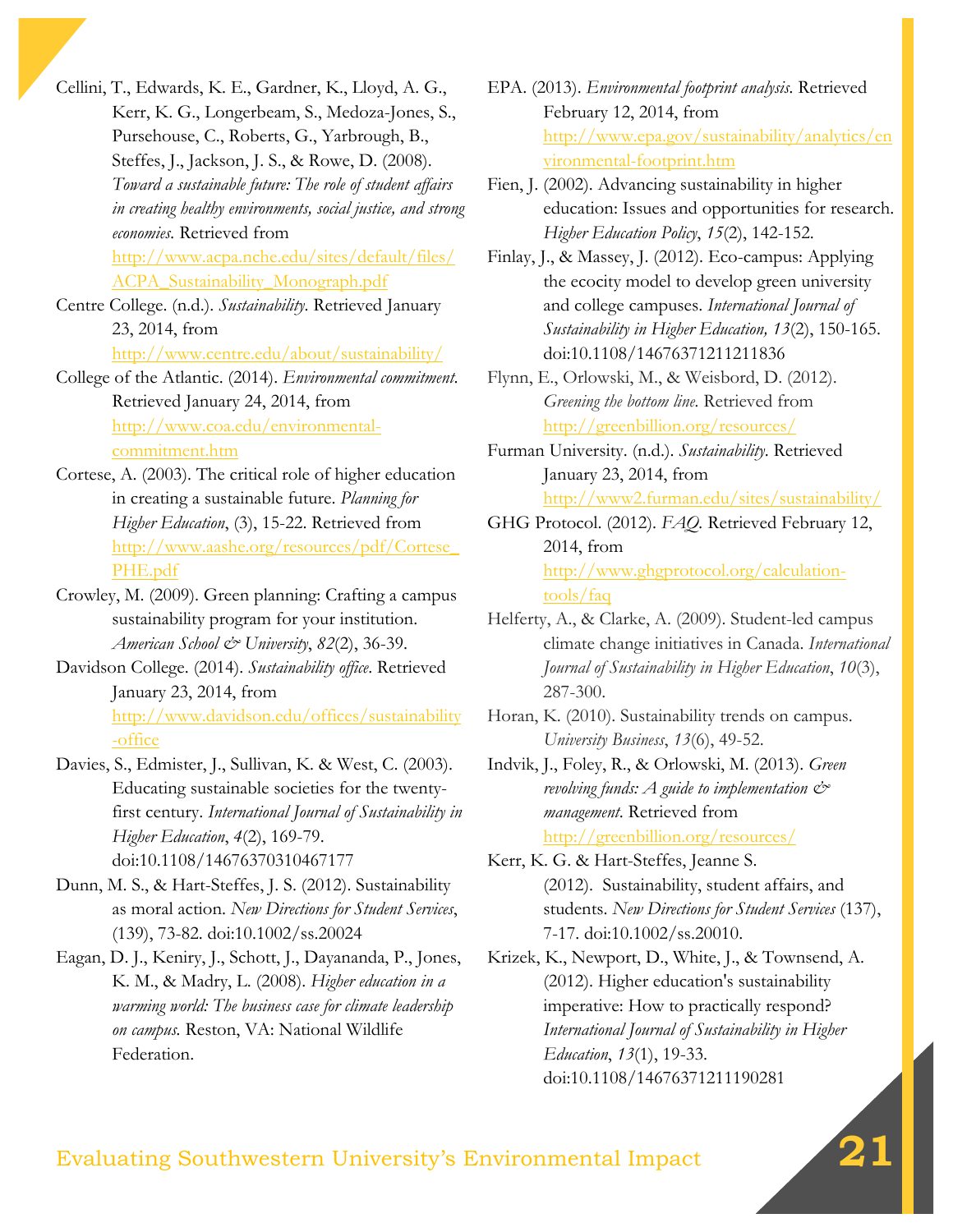Cellini, T., Edwards, K. E., Gardner, K., Lloyd, A. G., Kerr, K. G., Longerbeam, S., Medoza-Jones, S., Pursehouse, C., Roberts, G., Yarbrough, B., Steffes, J., Jackson, J. S., & Rowe, D. (2008). *Toward a sustainable future: The role of student affairs in creating healthy environments, social justice, and strong economies*. Retrieved from http://www.acpa.nche.edu/sites/default/files/ACPA_Sustainability_Monograph.pdf

Centre College. (n.d.). *Sustainability*. Retrieved January 23, 2014, from http://www.centre.edu/about/sustainability/

College of the Atlantic. (2014). *Environmental commitment*. Retrieved January 24, 2014, from http://www.coa.edu/environmental-commitment.htm

Cortese, A. (2003). The critical role of higher education in creating a sustainable future. *Planning for Higher Education*, (3), 15-22. Retrieved from http://www.aashe.org/resources/pdf/Cortese_PHE.pdf

Crowley, M. (2009). Green planning: Crafting a campus sustainability program for your institution. *American School & University*, *82*(2), 36-39.

Davidson College. (2014). *Sustainability office*. Retrieved January 23, 2014, from http://www.davidson.edu/offices/sustainability-office

Davies, S., Edmister, J., Sullivan, K. & West, C. (2003). Educating sustainable societies for the twenty-first century. *International Journal of Sustainability in Higher Education*, *4*(2), 169-79. doi:10.1108/14676370310467177

Dunn, M. S., & Hart-Steffes, J. S. (2012). Sustainability as moral action. *New Directions for Student Services*, (139), 73-82. doi:10.1002/ss.20024

Eagan, D. J., Keniry, J., Schott, J., Dayananda, P., Jones, K. M., & Madry, L. (2008). *Higher education in a warming world: The business case for climate leadership on campus.* Reston, VA: National Wildlife Federation.

EPA. (2013). *Environmental footprint analysis*. Retrieved February 12, 2014, from http://www.epa.gov/sustainability/analytics/environmental-footprint.htm

Fien, J. (2002). Advancing sustainability in higher education: Issues and opportunities for research. *Higher Education Policy*, *15*(2), 142-152.

Finlay, J., & Massey, J. (2012). Eco-campus: Applying the ecocity model to develop green university and college campuses. *International Journal of Sustainability in Higher Education, 13*(2), 150-165. doi:10.1108/14676371211211836

Flynn, E., Orlowski, M., & Weisbord, D. (2012). *Greening the bottom line*. Retrieved from http://greenbillion.org/resources/

Furman University. (n.d.). *Sustainability*. Retrieved January 23, 2014, from http://www2.furman.edu/sites/sustainability/

GHG Protocol. (2012). *FAQ*. Retrieved February 12, 2014, from http://www.ghgprotocol.org/calculation-tools/faq

Helferty, A., & Clarke, A. (2009). Student-led campus climate change initiatives in Canada. *International Journal of Sustainability in Higher Education*, *10*(3), 287-300.

Horan, K. (2010). Sustainability trends on campus. *University Business*, *13*(6), 49-52.

Indvik, J., Foley, R., & Orlowski, M. (2013). *Green revolving funds: A guide to implementation & management*. Retrieved from http://greenbillion.org/resources/

Kerr, K. G. & Hart-Steffes, Jeanne S. (2012). Sustainability, student affairs, and students. *New Directions for Student Services* (137), 7-17. doi:10.1002/ss.20010.

Krizek, K., Newport, D., White, J., & Townsend, A. (2012). Higher education's sustainability imperative: How to practically respond? *International Journal of Sustainability in Higher Education*, *13*(1), 19-33. doi:10.1108/14676371211190281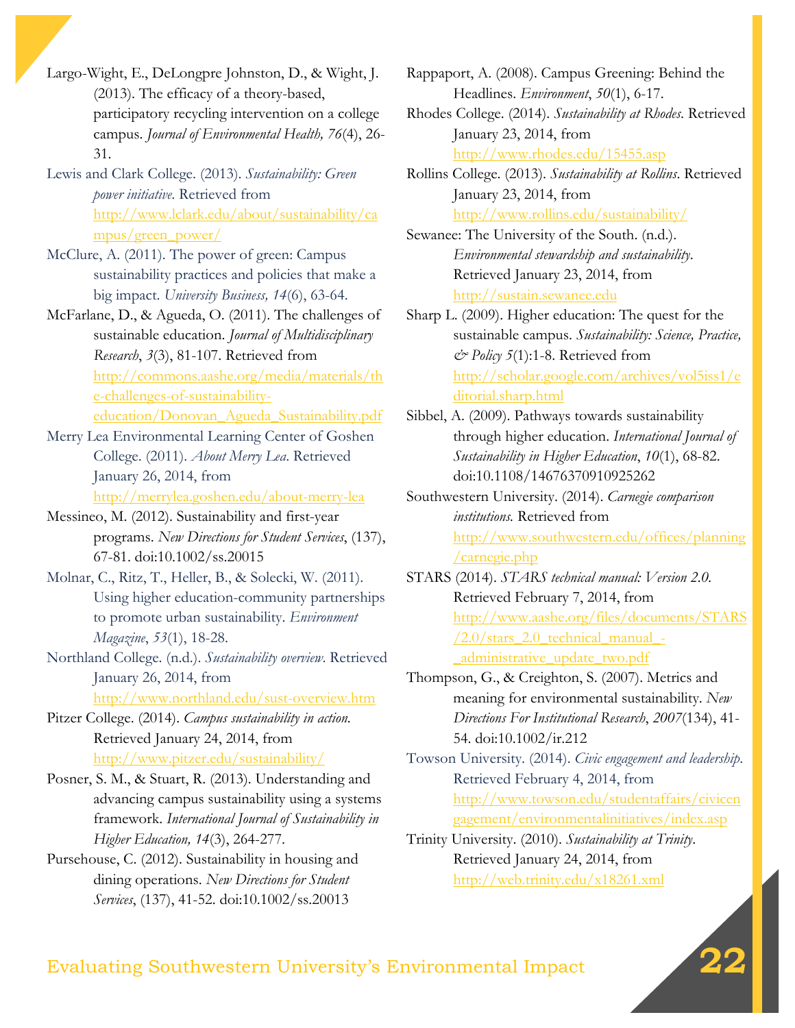Largo-Wight, E., DeLongpre Johnston, D., & Wight, J. (2013). The efficacy of a theory-based, participatory recycling intervention on a college campus. *Journal of Environmental Health, 76*(4), 26-31.

Lewis and Clark College. (2013). *Sustainability: Green power initiative*. Retrieved from http://www.lclark.edu/about/sustainability/campus/green_power/

McClure, A. (2011). The power of green: Campus sustainability practices and policies that make a big impact. *University Business, 14*(6), 63-64.

McFarlane, D., & Agueda, O. (2011). The challenges of sustainable education. *Journal of Multidisciplinary Research*, *3*(3), 81-107. Retrieved from http://commons.aashe.org/media/materials/the-challenges-of-sustainability-education/Donovan_Agueda_Sustainability.pdf

Merry Lea Environmental Learning Center of Goshen College. (2011). *About Merry Lea*. Retrieved January 26, 2014, from http://merrylea.goshen.edu/about-merry-lea

Messineo, M. (2012). Sustainability and first-year programs. *New Directions for Student Services*, (137), 67-81. doi:10.1002/ss.20015

Molnar, C., Ritz, T., Heller, B., & Solecki, W. (2011). Using higher education-community partnerships to promote urban sustainability. *Environment Magazine*, *53*(1), 18-28.

Northland College. (n.d.). *Sustainability overview*. Retrieved January 26, 2014, from http://www.northland.edu/sust-overview.htm

Pitzer College. (2014). *Campus sustainability in action*. Retrieved January 24, 2014, from http://www.pitzer.edu/sustainability/

Posner, S. M., & Stuart, R. (2013). Understanding and advancing campus sustainability using a systems framework. *International Journal of Sustainability in Higher Education, 14*(3), 264-277.

Pursehouse, C. (2012). Sustainability in housing and dining operations. *New Directions for Student Services*, (137), 41-52. doi:10.1002/ss.20013

Rappaport, A. (2008). Campus Greening: Behind the Headlines. *Environment*, *50*(1), 6-17.

Rhodes College. (2014). *Sustainability at Rhodes*. Retrieved January 23, 2014, from http://www.rhodes.edu/15455.asp

Rollins College. (2013). *Sustainability at Rollins*. Retrieved January 23, 2014, from http://www.rollins.edu/sustainability/

Sewanee: The University of the South. (n.d.). *Environmental stewardship and sustainability*. Retrieved January 23, 2014, from http://sustain.sewanee.edu

Sharp L. (2009). Higher education: The quest for the sustainable campus. *Sustainability: Science, Practice, & Policy 5*(1):1-8. Retrieved from http://scholar.google.com/archives/vol5iss1/editorial.sharp.html

Sibbel, A. (2009). Pathways towards sustainability through higher education. *International Journal of Sustainability in Higher Education*, *10*(1), 68-82. doi:10.1108/14676370910925262

Southwestern University. (2014). *Carnegie comparison institutions*. Retrieved from http://www.southwestern.edu/offices/planning/carnegie.php

STARS (2014). *STARS technical manual: Version 2.0*. Retrieved February 7, 2014, from http://www.aashe.org/files/documents/STARS/2.0/stars_2.0_technical_manual_-_administrative_update_two.pdf

Thompson, G., & Creighton, S. (2007). Metrics and meaning for environmental sustainability. *New Directions For Institutional Research*, *2007*(134), 41-54. doi:10.1002/ir.212

Towson University. (2014). *Civic engagement and leadership*. Retrieved February 4, 2014, from http://www.towson.edu/studentaffairs/civicengagement/environmentalinitiatives/index.asp

Trinity University. (2010). *Sustainability at Trinity*. Retrieved January 24, 2014, from http://web.trinity.edu/x18261.xml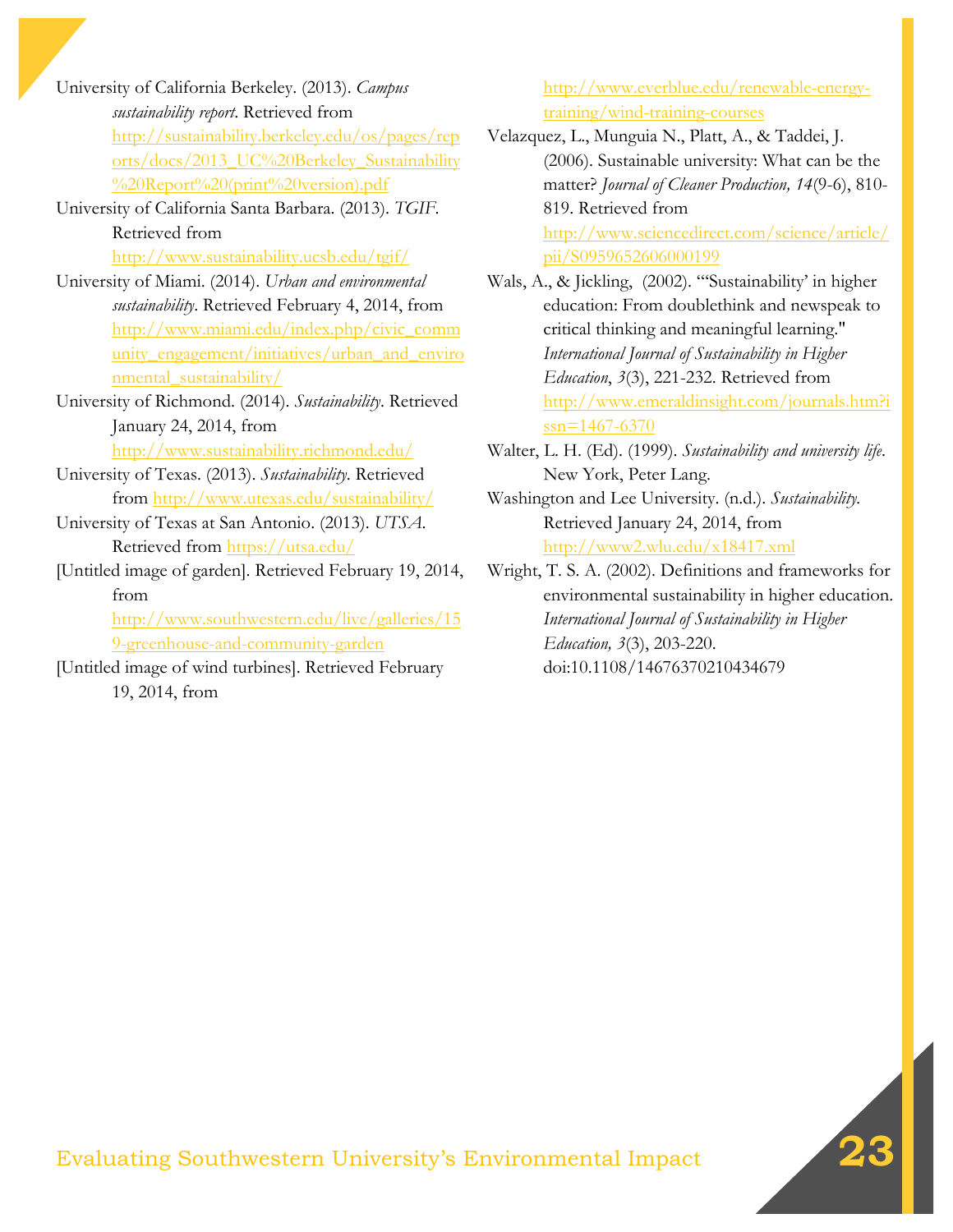University of California Berkeley. (2013). *Campus sustainability report*. Retrieved from http://sustainability.berkeley.edu/os/pages/reports/docs/2013_UC%20Berkeley_Sustainability%20Report%20(print%20version).pdf

University of California Santa Barbara. (2013). *TGIF*. Retrieved from http://www.sustainability.ucsb.edu/tgif/

University of Miami. (2014). *Urban and environmental sustainability*. Retrieved February 4, 2014, from http://www.miami.edu/index.php/civic_community_engagement/initiatives/urban_and_environmental_sustainability/

University of Richmond. (2014). *Sustainability*. Retrieved January 24, 2014, from http://www.sustainability.richmond.edu/

University of Texas. (2013). *Sustainability*. Retrieved from http://www.utexas.edu/sustainability/

University of Texas at San Antonio. (2013). *UTSA*. Retrieved from https://utsa.edu/

[Untitled image of garden]. Retrieved February 19, 2014, from http://www.southwestern.edu/live/galleries/159-greenhouse-and-community-garden

[Untitled image of wind turbines]. Retrieved February 19, 2014, from http://www.everblue.edu/renewable-energy-training/wind-training-courses

Velazquez, L., Munguia N., Platt, A., & Taddei, J. (2006). Sustainable university: What can be the matter? *Journal of Cleaner Production, 14*(9-6), 810-819. Retrieved from http://www.sciencedirect.com/science/article/pii/S0959652606000199

Wals, A., & Jickling, (2002). "'Sustainability' in higher education: From doublethink and newspeak to critical thinking and meaningful learning." *International Journal of Sustainability in Higher Education*, *3*(3), 221-232. Retrieved from http://www.emeraldinsight.com/journals.htm?issn=1467-6370

Walter, L. H. (Ed). (1999). *Sustainability and university life*. New York, Peter Lang.

Washington and Lee University. (n.d.). *Sustainability*. Retrieved January 24, 2014, from http://www2.wlu.edu/x18417.xml

Wright, T. S. A. (2002). Definitions and frameworks for environmental sustainability in higher education. *International Journal of Sustainability in Higher Education, 3*(3), 203-220. doi:10.1108/14676370210434679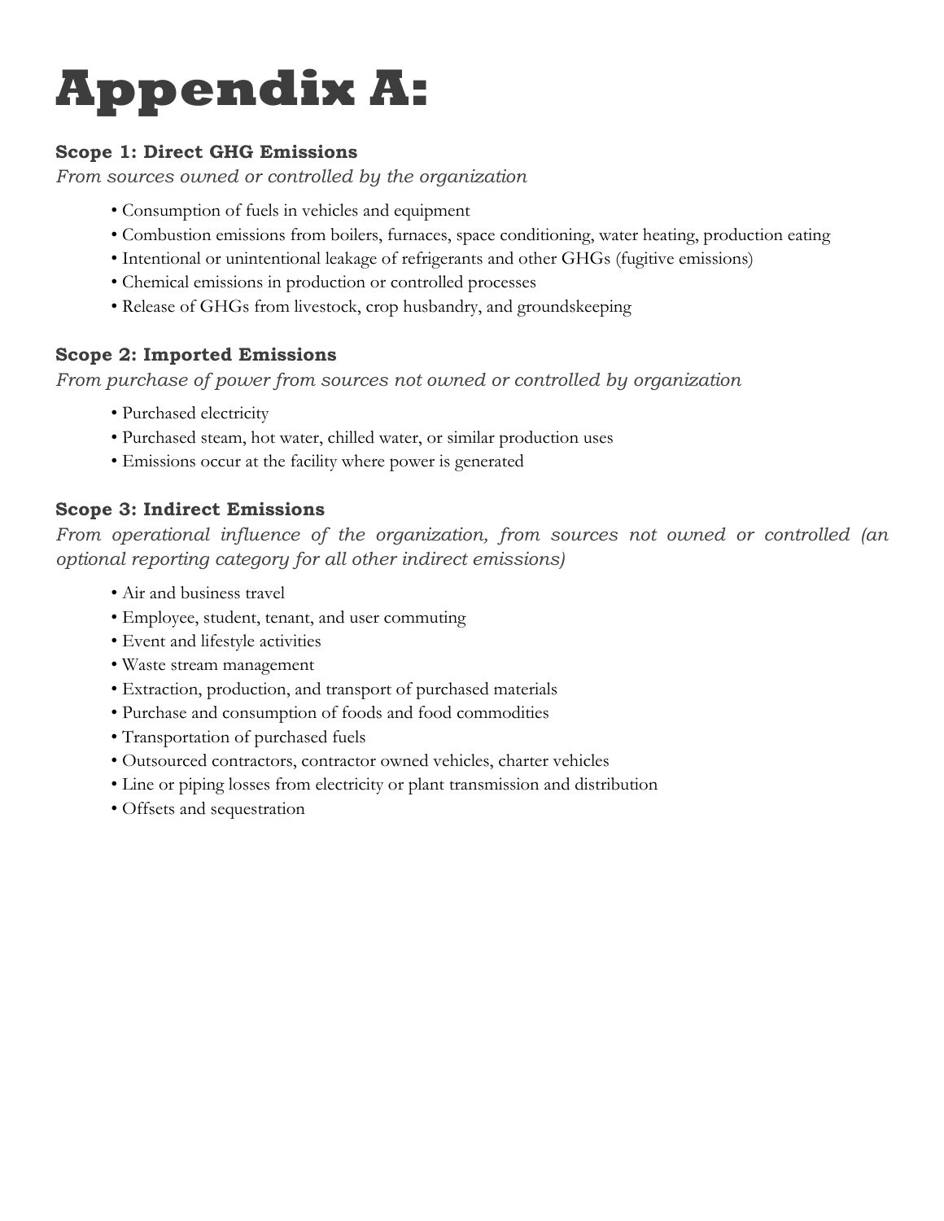# Appendix A:

**Scope 1: Direct GHG Emissions**

*From sources owned or controlled by the organization*

- Consumption of fuels in vehicles and equipment
- Combustion emissions from boilers, furnaces, space conditioning, water heating, production eating
- Intentional or unintentional leakage of refrigerants and other GHGs (fugitive emissions)
- Chemical emissions in production or controlled processes
- Release of GHGs from livestock, crop husbandry, and groundskeeping

**Scope 2: Imported Emissions**

*From purchase of power from sources not owned or controlled by organization*

- Purchased electricity
- Purchased steam, hot water, chilled water, or similar production uses
- Emissions occur at the facility where power is generated

**Scope 3: Indirect Emissions**

*From operational influence of the organization, from sources not owned or controlled (an optional reporting category for all other indirect emissions)*

- Air and business travel
- Employee, student, tenant, and user commuting
- Event and lifestyle activities
- Waste stream management
- Extraction, production, and transport of purchased materials
- Purchase and consumption of foods and food commodities
- Transportation of purchased fuels
- Outsourced contractors, contractor owned vehicles, charter vehicles
- Line or piping losses from electricity or plant transmission and distribution
- Offsets and sequestration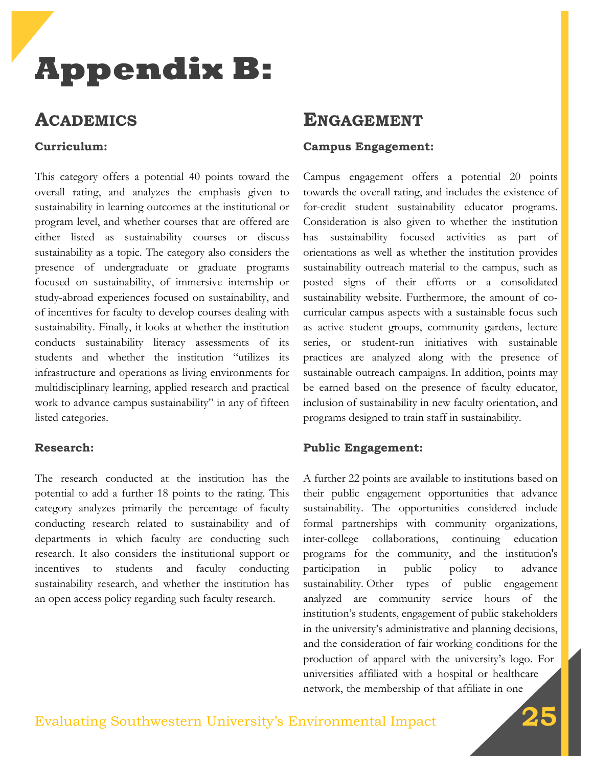# Appendix B:

## Academics

### Curriculum:

This category offers a potential 40 points toward the overall rating, and analyzes the emphasis given to sustainability in learning outcomes at the institutional or program level, and whether courses that are offered are either listed as sustainability courses or discuss sustainability as a topic. The category also considers the presence of undergraduate or graduate programs focused on sustainability, of immersive internship or study-abroad experiences focused on sustainability, and of incentives for faculty to develop courses dealing with sustainability. Finally, it looks at whether the institution conducts sustainability literacy assessments of its students and whether the institution "utilizes its infrastructure and operations as living environments for multidisciplinary learning, applied research and practical work to advance campus sustainability" in any of fifteen listed categories.

### Research:

The research conducted at the institution has the potential to add a further 18 points to the rating. This category analyzes primarily the percentage of faculty conducting research related to sustainability and of departments in which faculty are conducting such research. It also considers the institutional support or incentives to students and faculty conducting sustainability research, and whether the institution has an open access policy regarding such faculty research.

## Engagement

### Campus Engagement:

Campus engagement offers a potential 20 points towards the overall rating, and includes the existence of for-credit student sustainability educator programs. Consideration is also given to whether the institution has sustainability focused activities as part of orientations as well as whether the institution provides sustainability outreach material to the campus, such as posted signs of their efforts or a consolidated sustainability website. Furthermore, the amount of co-curricular campus aspects with a sustainable focus such as active student groups, community gardens, lecture series, or student-run initiatives with sustainable practices are analyzed along with the presence of sustainable outreach campaigns. In addition, points may be earned based on the presence of faculty educator, inclusion of sustainability in new faculty orientation, and programs designed to train staff in sustainability.

### Public Engagement:

A further 22 points are available to institutions based on their public engagement opportunities that advance sustainability. The opportunities considered include formal partnerships with community organizations, inter-college collaborations, continuing education programs for the community, and the institution's participation in public policy to advance sustainability. Other types of public engagement analyzed are community service hours of the institution's students, engagement of public stakeholders in the university's administrative and planning decisions, and the consideration of fair working conditions for the production of apparel with the university's logo. For universities affiliated with a hospital or healthcare network, the membership of that affiliate in one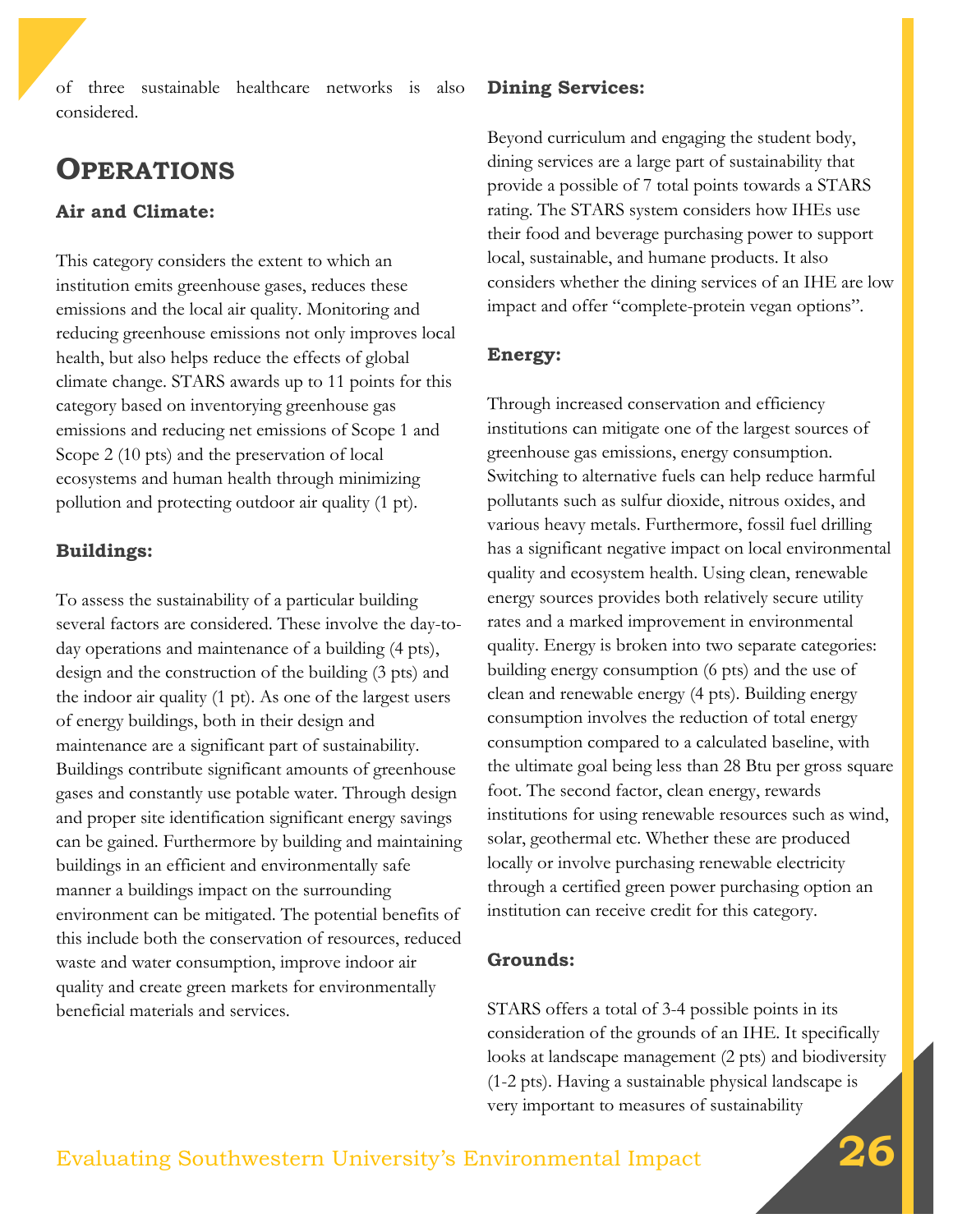of three sustainable healthcare networks is also considered.

# Operations

### Air and Climate:

This category considers the extent to which an institution emits greenhouse gases, reduces these emissions and the local air quality. Monitoring and reducing greenhouse emissions not only improves local health, but also helps reduce the effects of global climate change. STARS awards up to 11 points for this category based on inventorying greenhouse gas emissions and reducing net emissions of Scope 1 and Scope 2 (10 pts) and the preservation of local ecosystems and human health through minimizing pollution and protecting outdoor air quality (1 pt).

### Buildings:

To assess the sustainability of a particular building several factors are considered. These involve the day-to-day operations and maintenance of a building (4 pts), design and the construction of the building (3 pts) and the indoor air quality (1 pt). As one of the largest users of energy buildings, both in their design and maintenance are a significant part of sustainability. Buildings contribute significant amounts of greenhouse gases and constantly use potable water. Through design and proper site identification significant energy savings can be gained. Furthermore by building and maintaining buildings in an efficient and environmentally safe manner a buildings impact on the surrounding environment can be mitigated. The potential benefits of this include both the conservation of resources, reduced waste and water consumption, improve indoor air quality and create green markets for environmentally beneficial materials and services.

### Dining Services:

Beyond curriculum and engaging the student body, dining services are a large part of sustainability that provide a possible of 7 total points towards a STARS rating. The STARS system considers how IHEs use their food and beverage purchasing power to support local, sustainable, and humane products. It also considers whether the dining services of an IHE are low impact and offer "complete-protein vegan options".

### Energy:

Through increased conservation and efficiency institutions can mitigate one of the largest sources of greenhouse gas emissions, energy consumption. Switching to alternative fuels can help reduce harmful pollutants such as sulfur dioxide, nitrous oxides, and various heavy metals. Furthermore, fossil fuel drilling has a significant negative impact on local environmental quality and ecosystem health. Using clean, renewable energy sources provides both relatively secure utility rates and a marked improvement in environmental quality. Energy is broken into two separate categories: building energy consumption (6 pts) and the use of clean and renewable energy (4 pts). Building energy consumption involves the reduction of total energy consumption compared to a calculated baseline, with the ultimate goal being less than 28 Btu per gross square foot. The second factor, clean energy, rewards institutions for using renewable resources such as wind, solar, geothermal etc. Whether these are produced locally or involve purchasing renewable electricity through a certified green power purchasing option an institution can receive credit for this category.

### Grounds:

STARS offers a total of 3-4 possible points in its consideration of the grounds of an IHE. It specifically looks at landscape management (2 pts) and biodiversity (1-2 pts). Having a sustainable physical landscape is very important to measures of sustainability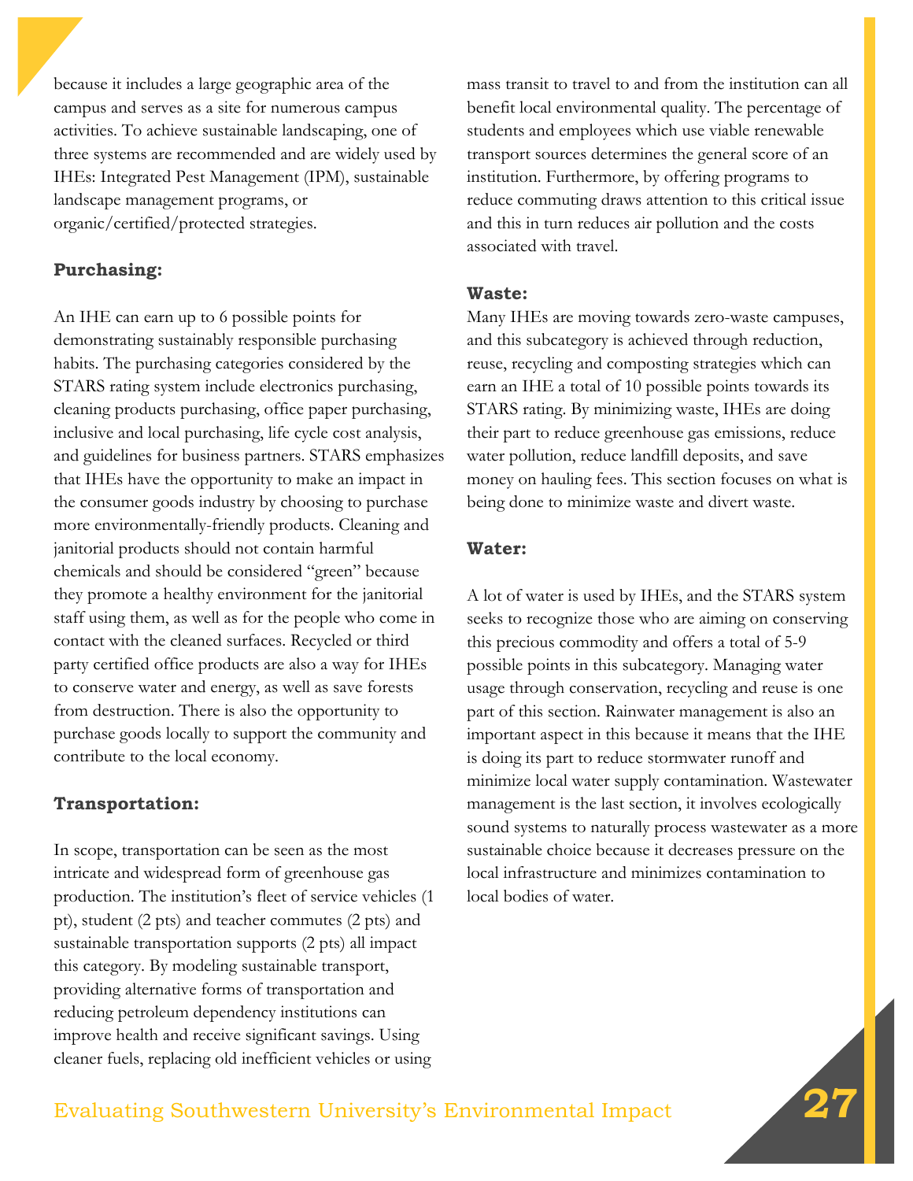because it includes a large geographic area of the campus and serves as a site for numerous campus activities. To achieve sustainable landscaping, one of three systems are recommended and are widely used by IHEs: Integrated Pest Management (IPM), sustainable landscape management programs, or organic/certified/protected strategies.

**Purchasing:**

An IHE can earn up to 6 possible points for demonstrating sustainably responsible purchasing habits. The purchasing categories considered by the STARS rating system include electronics purchasing, cleaning products purchasing, office paper purchasing, inclusive and local purchasing, life cycle cost analysis, and guidelines for business partners. STARS emphasizes that IHEs have the opportunity to make an impact in the consumer goods industry by choosing to purchase more environmentally-friendly products. Cleaning and janitorial products should not contain harmful chemicals and should be considered "green" because they promote a healthy environment for the janitorial staff using them, as well as for the people who come in contact with the cleaned surfaces. Recycled or third party certified office products are also a way for IHEs to conserve water and energy, as well as save forests from destruction. There is also the opportunity to purchase goods locally to support the community and contribute to the local economy.

**Transportation:**

In scope, transportation can be seen as the most intricate and widespread form of greenhouse gas production. The institution's fleet of service vehicles (1 pt), student (2 pts) and teacher commutes (2 pts) and sustainable transportation supports (2 pts) all impact this category. By modeling sustainable transport, providing alternative forms of transportation and reducing petroleum dependency institutions can improve health and receive significant savings. Using cleaner fuels, replacing old inefficient vehicles or using mass transit to travel to and from the institution can all benefit local environmental quality. The percentage of students and employees which use viable renewable transport sources determines the general score of an institution. Furthermore, by offering programs to reduce commuting draws attention to this critical issue and this in turn reduces air pollution and the costs associated with travel.

**Waste:**

Many IHEs are moving towards zero-waste campuses, and this subcategory is achieved through reduction, reuse, recycling and composting strategies which can earn an IHE a total of 10 possible points towards its STARS rating. By minimizing waste, IHEs are doing their part to reduce greenhouse gas emissions, reduce water pollution, reduce landfill deposits, and save money on hauling fees. This section focuses on what is being done to minimize waste and divert waste.

**Water:**

A lot of water is used by IHEs, and the STARS system seeks to recognize those who are aiming on conserving this precious commodity and offers a total of 5-9 possible points in this subcategory. Managing water usage through conservation, recycling and reuse is one part of this section. Rainwater management is also an important aspect in this because it means that the IHE is doing its part to reduce stormwater runoff and minimize local water supply contamination. Wastewater management is the last section, it involves ecologically sound systems to naturally process wastewater as a more sustainable choice because it decreases pressure on the local infrastructure and minimizes contamination to local bodies of water.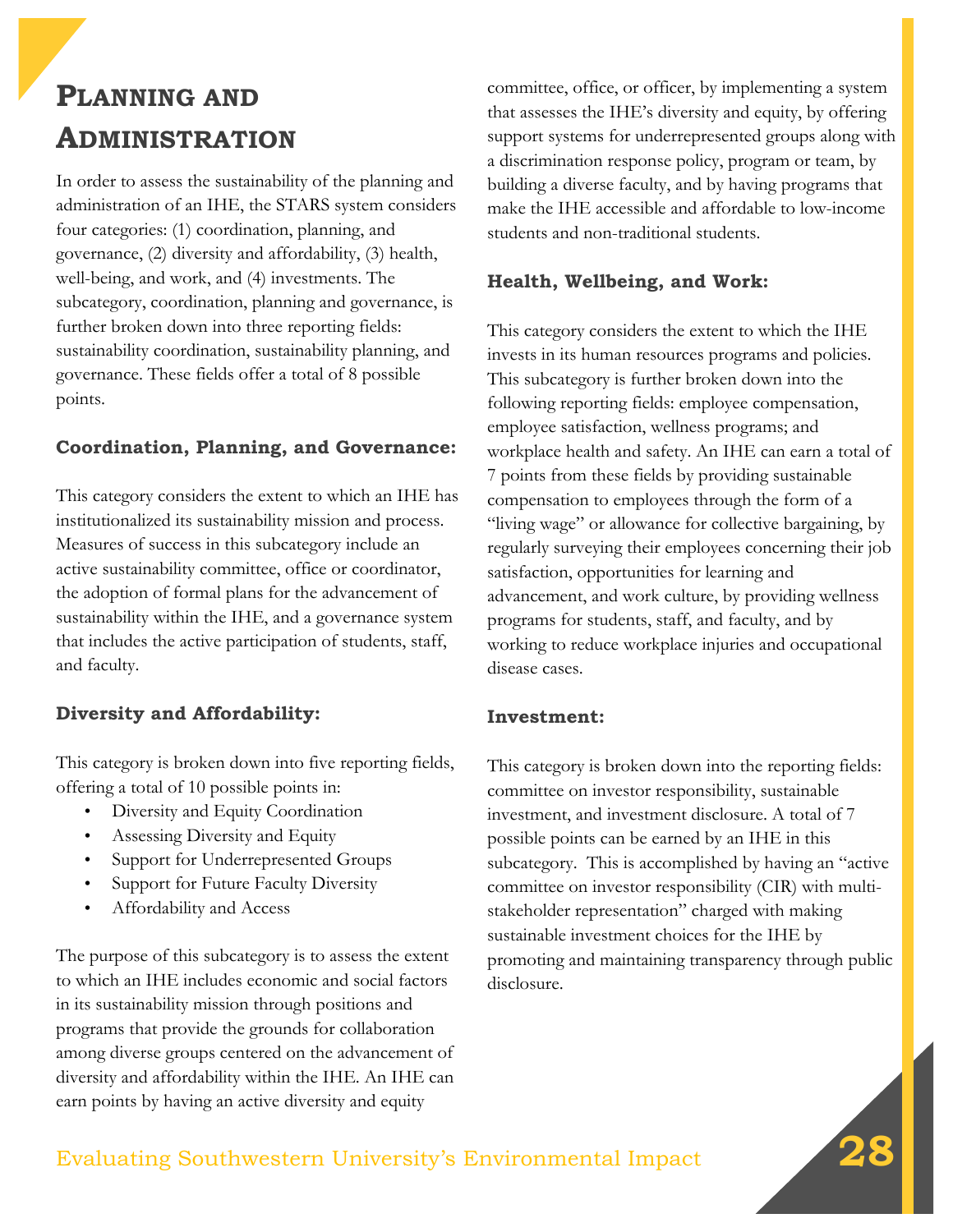# Planning and Administration

In order to assess the sustainability of the planning and administration of an IHE, the STARS system considers four categories: (1) coordination, planning, and governance, (2) diversity and affordability, (3) health, well-being, and work, and (4) investments. The subcategory, coordination, planning and governance, is further broken down into three reporting fields: sustainability coordination, sustainability planning, and governance. These fields offer a total of 8 possible points.

### Coordination, Planning, and Governance:

This category considers the extent to which an IHE has institutionalized its sustainability mission and process. Measures of success in this subcategory include an active sustainability committee, office or coordinator, the adoption of formal plans for the advancement of sustainability within the IHE, and a governance system that includes the active participation of students, staff, and faculty.

### Diversity and Affordability:

This category is broken down into five reporting fields, offering a total of 10 possible points in:

- Diversity and Equity Coordination
- Assessing Diversity and Equity
- Support for Underrepresented Groups
- Support for Future Faculty Diversity
- Affordability and Access

The purpose of this subcategory is to assess the extent to which an IHE includes economic and social factors in its sustainability mission through positions and programs that provide the grounds for collaboration among diverse groups centered on the advancement of diversity and affordability within the IHE. An IHE can earn points by having an active diversity and equity committee, office, or officer, by implementing a system that assesses the IHE's diversity and equity, by offering support systems for underrepresented groups along with a discrimination response policy, program or team, by building a diverse faculty, and by having programs that make the IHE accessible and affordable to low-income students and non-traditional students.

### Health, Wellbeing, and Work:

This category considers the extent to which the IHE invests in its human resources programs and policies. This subcategory is further broken down into the following reporting fields: employee compensation, employee satisfaction, wellness programs; and workplace health and safety. An IHE can earn a total of 7 points from these fields by providing sustainable compensation to employees through the form of a "living wage" or allowance for collective bargaining, by regularly surveying their employees concerning their job satisfaction, opportunities for learning and advancement, and work culture, by providing wellness programs for students, staff, and faculty, and by working to reduce workplace injuries and occupational disease cases.

### Investment:

This category is broken down into the reporting fields: committee on investor responsibility, sustainable investment, and investment disclosure. A total of 7 possible points can be earned by an IHE in this subcategory. This is accomplished by having an "active committee on investor responsibility (CIR) with multi-stakeholder representation" charged with making sustainable investment choices for the IHE by promoting and maintaining transparency through public disclosure.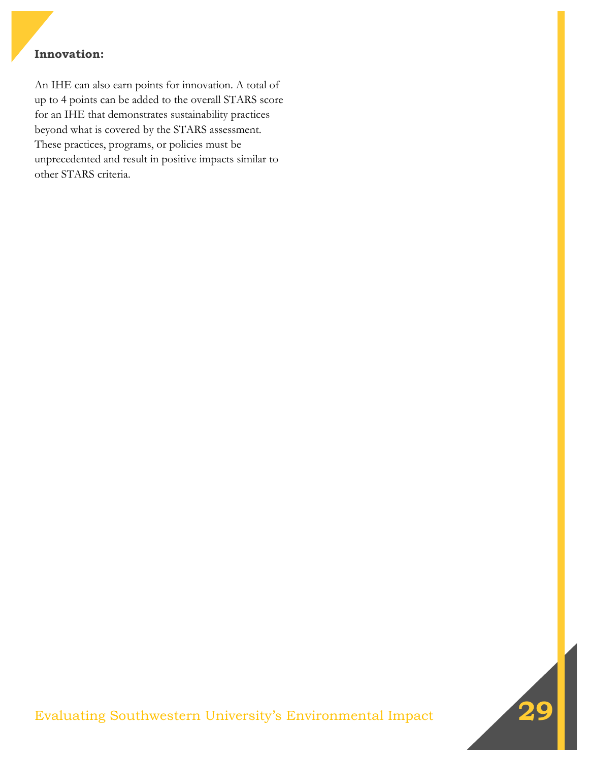**Innovation:**

An IHE can also earn points for innovation. A total of up to 4 points can be added to the overall STARS score for an IHE that demonstrates sustainability practices beyond what is covered by the STARS assessment. These practices, programs, or policies must be unprecedented and result in positive impacts similar to other STARS criteria.